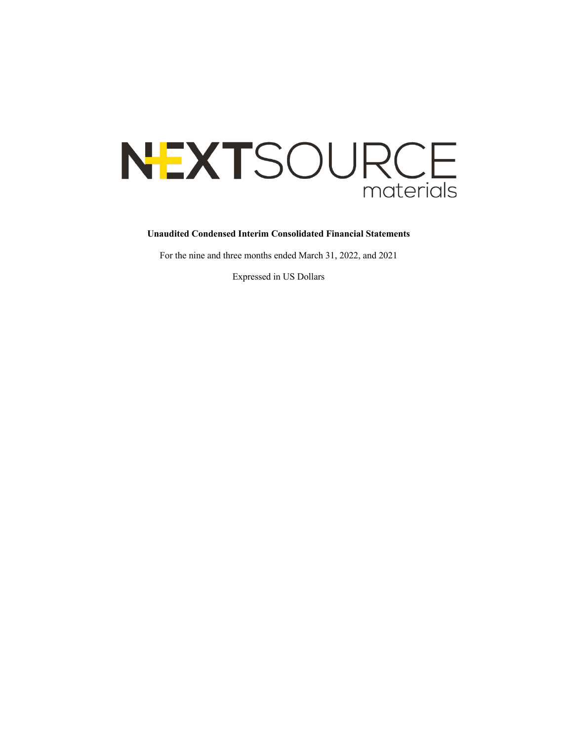# NEXTSOURCE materials

**Unaudited Condensed Interim Consolidated Financial Statements**

For the nine and three months ended March 31, 2022, and 2021

Expressed in US Dollars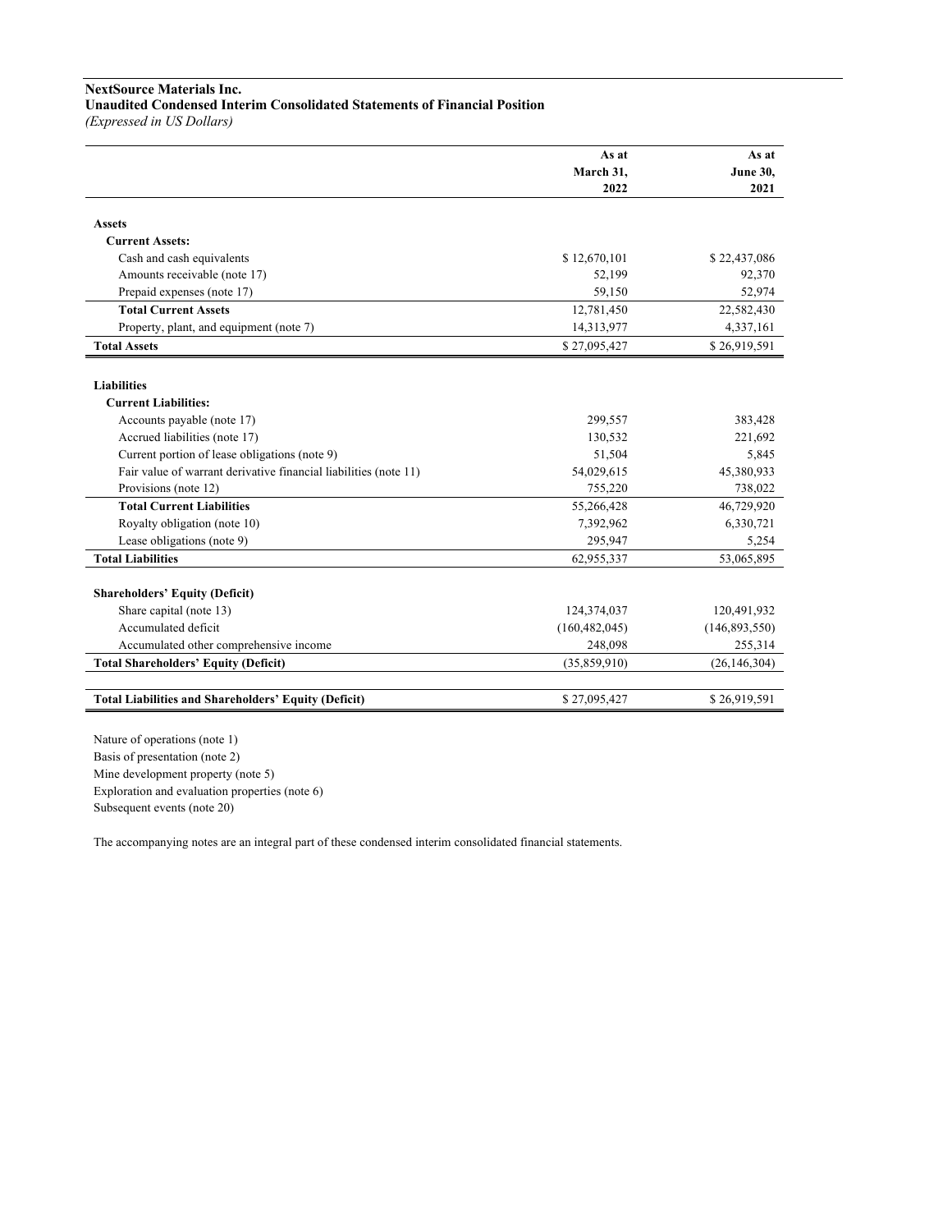**NextSource Materials Inc.**
**Unaudited Condensed Interim Consolidated Statements of Financial Position**
*(Expressed in US Dollars)*

| | As at March 31, 2022 | As at June 30, 2021 |
|---|---|---|
| **Assets** | | |
| **Current Assets:** | | |
| Cash and cash equivalents | $ 12,670,101 | $ 22,437,086 |
| Amounts receivable (note 17) | 52,199 | 92,370 |
| Prepaid expenses (note 17) | 59,150 | 52,974 |
| **Total Current Assets** | 12,781,450 | 22,582,430 |
| Property, plant, and equipment (note 7) | 14,313,977 | 4,337,161 |
| **Total Assets** | $ 27,095,427 | $ 26,919,591 |
| | | |
| **Liabilities** | | |
| **Current Liabilities:** | | |
| Accounts payable (note 17) | 299,557 | 383,428 |
| Accrued liabilities (note 17) | 130,532 | 221,692 |
| Current portion of lease obligations (note 9) | 51,504 | 5,845 |
| Fair value of warrant derivative financial liabilities (note 11) | 54,029,615 | 45,380,933 |
| Provisions (note 12) | 755,220 | 738,022 |
| **Total Current Liabilities** | 55,266,428 | 46,729,920 |
| Royalty obligation (note 10) | 7,392,962 | 6,330,721 |
| Lease obligations (note 9) | 295,947 | 5,254 |
| **Total Liabilities** | 62,955,337 | 53,065,895 |
| | | |
| **Shareholders' Equity (Deficit)** | | |
| Share capital (note 13) | 124,374,037 | 120,491,932 |
| Accumulated deficit | (160,482,045) | (146,893,550) |
| Accumulated other comprehensive income | 248,098 | 255,314 |
| **Total Shareholders' Equity (Deficit)** | (35,859,910) | (26,146,304) |
| | | |
| **Total Liabilities and Shareholders' Equity (Deficit)** | $ 27,095,427 | $ 26,919,591 |

Nature of operations (note 1)
Basis of presentation (note 2)
Mine development property (note 5)
Exploration and evaluation properties (note 6)
Subsequent events (note 20)

The accompanying notes are an integral part of these condensed interim consolidated financial statements.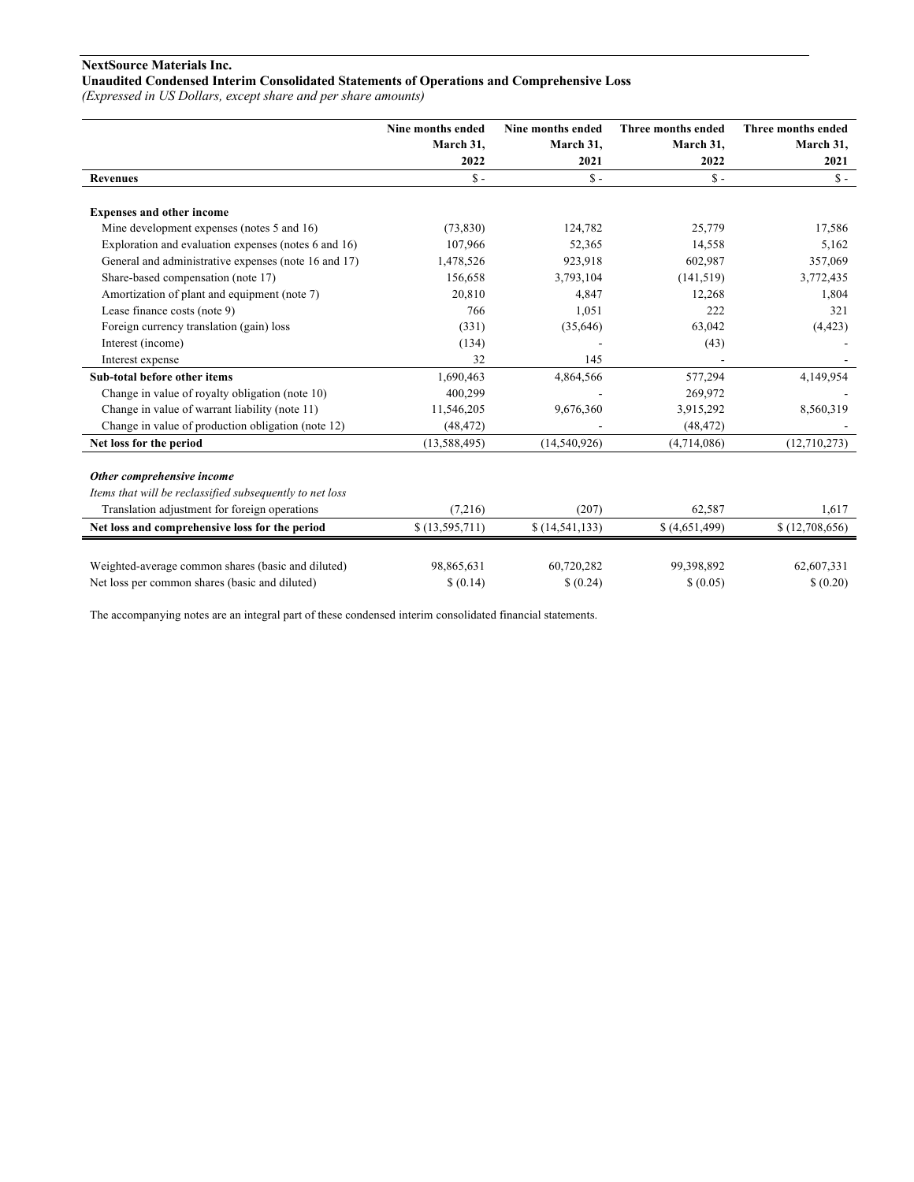**NextSource Materials Inc.**
**Unaudited Condensed Interim Consolidated Statements of Operations and Comprehensive Loss**
*(Expressed in US Dollars, except share and per share amounts)*

| | Nine months ended March 31, 2022 | Nine months ended March 31, 2021 | Three months ended March 31, 2022 | Three months ended March 31, 2021 |
|---|---|---|---|---|
| **Revenues** | $ - | $ - | $ - | $ - |
| | | | | |
| **Expenses and other income** | | | | |
| Mine development expenses (notes 5 and 16) | (73,830) | 124,782 | 25,779 | 17,586 |
| Exploration and evaluation expenses (notes 6 and 16) | 107,966 | 52,365 | 14,558 | 5,162 |
| General and administrative expenses (note 16 and 17) | 1,478,526 | 923,918 | 602,987 | 357,069 |
| Share-based compensation (note 17) | 156,658 | 3,793,104 | (141,519) | 3,772,435 |
| Amortization of plant and equipment (note 7) | 20,810 | 4,847 | 12,268 | 1,804 |
| Lease finance costs (note 9) | 766 | 1,051 | 222 | 321 |
| Foreign currency translation (gain) loss | (331) | (35,646) | 63,042 | (4,423) |
| Interest (income) | (134) | - | (43) | - |
| Interest expense | 32 | 145 | - | - |
| **Sub-total before other items** | 1,690,463 | 4,864,566 | 577,294 | 4,149,954 |
| Change in value of royalty obligation (note 10) | 400,299 | - | 269,972 | - |
| Change in value of warrant liability (note 11) | 11,546,205 | 9,676,360 | 3,915,292 | 8,560,319 |
| Change in value of production obligation (note 12) | (48,472) | - | (48,472) | - |
| **Net loss for the period** | (13,588,495) | (14,540,926) | (4,714,086) | (12,710,273) |
| | | | | |
| ***Other comprehensive income*** | | | | |
| *Items that will be reclassified subsequently to net loss* | | | | |
| Translation adjustment for foreign operations | (7,216) | (207) | 62,587 | 1,617 |
| **Net loss and comprehensive loss for the period** | $ (13,595,711) | $ (14,541,133) | $ (4,651,499) | $ (12,708,656) |
| | | | | |
| Weighted-average common shares (basic and diluted) | 98,865,631 | 60,720,282 | 99,398,892 | 62,607,331 |
| Net loss per common shares (basic and diluted) | $ (0.14) | $ (0.24) | $ (0.05) | $ (0.20) |

The accompanying notes are an integral part of these condensed interim consolidated financial statements.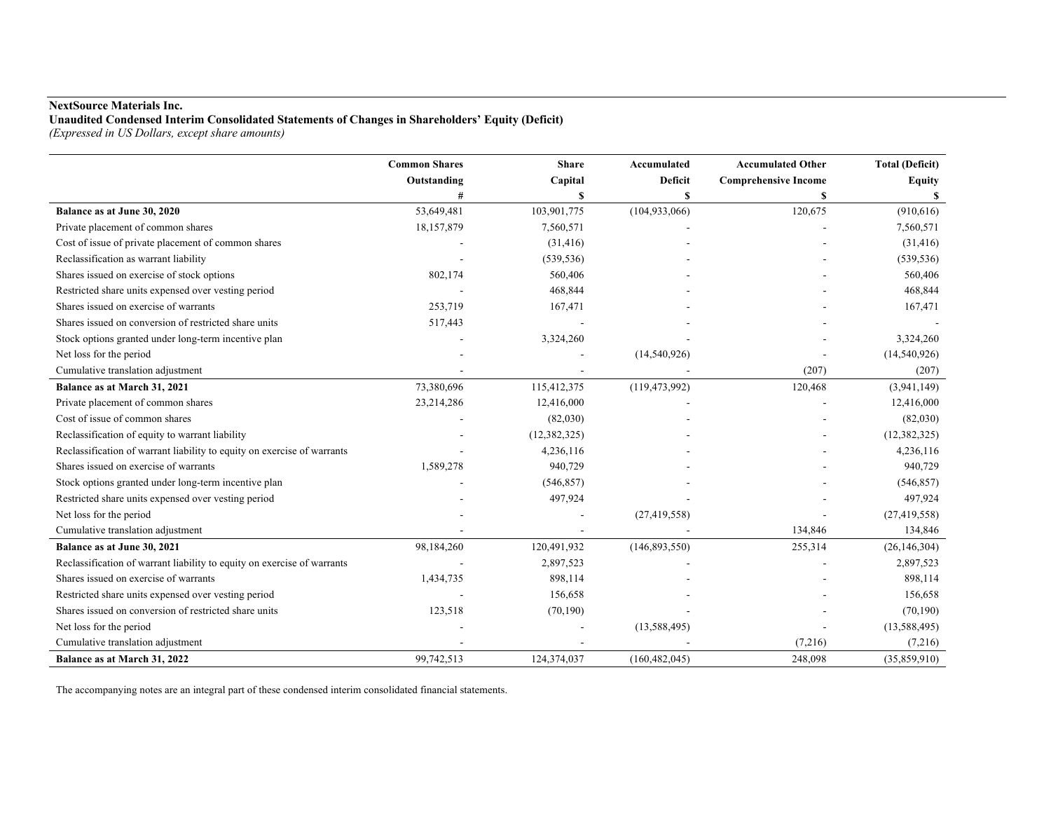**NextSource Materials Inc.**
**Unaudited Condensed Interim Consolidated Statements of Changes in Shareholders' Equity (Deficit)**
*(Expressed in US Dollars, except share amounts)*

| | Common Shares Outstanding | Share Capital | Accumulated Deficit | Accumulated Other Comprehensive Income | Total (Deficit) Equity |
|---|---|---|---|---|---|
| | # | $ | $ | $ | $ |
| **Balance as at June 30, 2020** | 53,649,481 | 103,901,775 | (104,933,066) | 120,675 | (910,616) |
| Private placement of common shares | 18,157,879 | 7,560,571 | - | - | 7,560,571 |
| Cost of issue of private placement of common shares | - | (31,416) | - | - | (31,416) |
| Reclassification as warrant liability | - | (539,536) | - | - | (539,536) |
| Shares issued on exercise of stock options | 802,174 | 560,406 | - | - | 560,406 |
| Restricted share units expensed over vesting period | - | 468,844 | - | - | 468,844 |
| Shares issued on exercise of warrants | 253,719 | 167,471 | - | - | 167,471 |
| Shares issued on conversion of restricted share units | 517,443 | - | - | - | - |
| Stock options granted under long-term incentive plan | - | 3,324,260 | - | - | 3,324,260 |
| Net loss for the period | - | - | (14,540,926) | - | (14,540,926) |
| Cumulative translation adjustment | - | - | - | (207) | (207) |
| **Balance as at March 31, 2021** | 73,380,696 | 115,412,375 | (119,473,992) | 120,468 | (3,941,149) |
| Private placement of common shares | 23,214,286 | 12,416,000 | - | - | 12,416,000 |
| Cost of issue of common shares | - | (82,030) | - | - | (82,030) |
| Reclassification of equity to warrant liability | - | (12,382,325) | - | - | (12,382,325) |
| Reclassification of warrant liability to equity on exercise of warrants | - | 4,236,116 | - | - | 4,236,116 |
| Shares issued on exercise of warrants | 1,589,278 | 940,729 | - | - | 940,729 |
| Stock options granted under long-term incentive plan | - | (546,857) | - | - | (546,857) |
| Restricted share units expensed over vesting period | - | 497,924 | - | - | 497,924 |
| Net loss for the period | - | - | (27,419,558) | - | (27,419,558) |
| Cumulative translation adjustment | - | - | - | 134,846 | 134,846 |
| **Balance as at June 30, 2021** | 98,184,260 | 120,491,932 | (146,893,550) | 255,314 | (26,146,304) |
| Reclassification of warrant liability to equity on exercise of warrants | - | 2,897,523 | - | - | 2,897,523 |
| Shares issued on exercise of warrants | 1,434,735 | 898,114 | - | - | 898,114 |
| Restricted share units expensed over vesting period | - | 156,658 | - | - | 156,658 |
| Shares issued on conversion of restricted share units | 123,518 | (70,190) | - | - | (70,190) |
| Net loss for the period | - | - | (13,588,495) | - | (13,588,495) |
| Cumulative translation adjustment | - | - | - | (7,216) | (7,216) |
| **Balance as at March 31, 2022** | 99,742,513 | 124,374,037 | (160,482,045) | 248,098 | (35,859,910) |

The accompanying notes are an integral part of these condensed interim consolidated financial statements.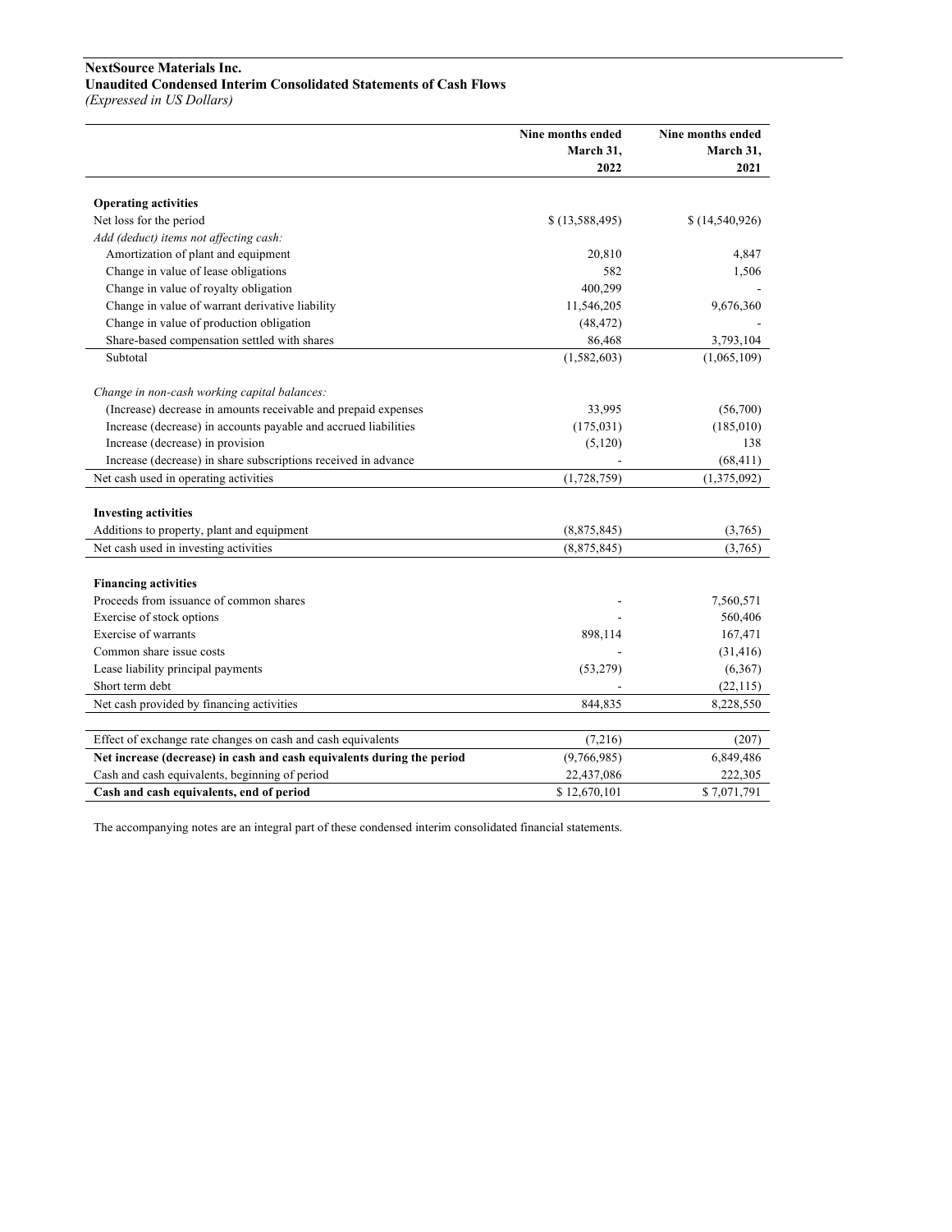**NextSource Materials Inc.**
**Unaudited Condensed Interim Consolidated Statements of Cash Flows**
*(Expressed in US Dollars)*

| | Nine months ended March 31, 2022 | Nine months ended March 31, 2021 |
|---|---|---|
| **Operating activities** | | |
| Net loss for the period | $ (13,588,495) | $ (14,540,926) |
| *Add (deduct) items not affecting cash:* | | |
| Amortization of plant and equipment | 20,810 | 4,847 |
| Change in value of lease obligations | 582 | 1,506 |
| Change in value of royalty obligation | 400,299 | - |
| Change in value of warrant derivative liability | 11,546,205 | 9,676,360 |
| Change in value of production obligation | (48,472) | - |
| Share-based compensation settled with shares | 86,468 | 3,793,104 |
| Subtotal | (1,582,603) | (1,065,109) |
| *Change in non-cash working capital balances:* | | |
| (Increase) decrease in amounts receivable and prepaid expenses | 33,995 | (56,700) |
| Increase (decrease) in accounts payable and accrued liabilities | (175,031) | (185,010) |
| Increase (decrease) in provision | (5,120) | 138 |
| Increase (decrease) in share subscriptions received in advance | - | (68,411) |
| Net cash used in operating activities | (1,728,759) | (1,375,092) |
| **Investing activities** | | |
| Additions to property, plant and equipment | (8,875,845) | (3,765) |
| Net cash used in investing activities | (8,875,845) | (3,765) |
| **Financing activities** | | |
| Proceeds from issuance of common shares | - | 7,560,571 |
| Exercise of stock options | - | 560,406 |
| Exercise of warrants | 898,114 | 167,471 |
| Common share issue costs | - | (31,416) |
| Lease liability principal payments | (53,279) | (6,367) |
| Short term debt | - | (22,115) |
| Net cash provided by financing activities | 844,835 | 8,228,550 |
| Effect of exchange rate changes on cash and cash equivalents | (7,216) | (207) |
| **Net increase (decrease) in cash and cash equivalents during the period** | (9,766,985) | 6,849,486 |
| Cash and cash equivalents, beginning of period | 22,437,086 | 222,305 |
| **Cash and cash equivalents, end of period** | $ 12,670,101 | $ 7,071,791 |

The accompanying notes are an integral part of these condensed interim consolidated financial statements.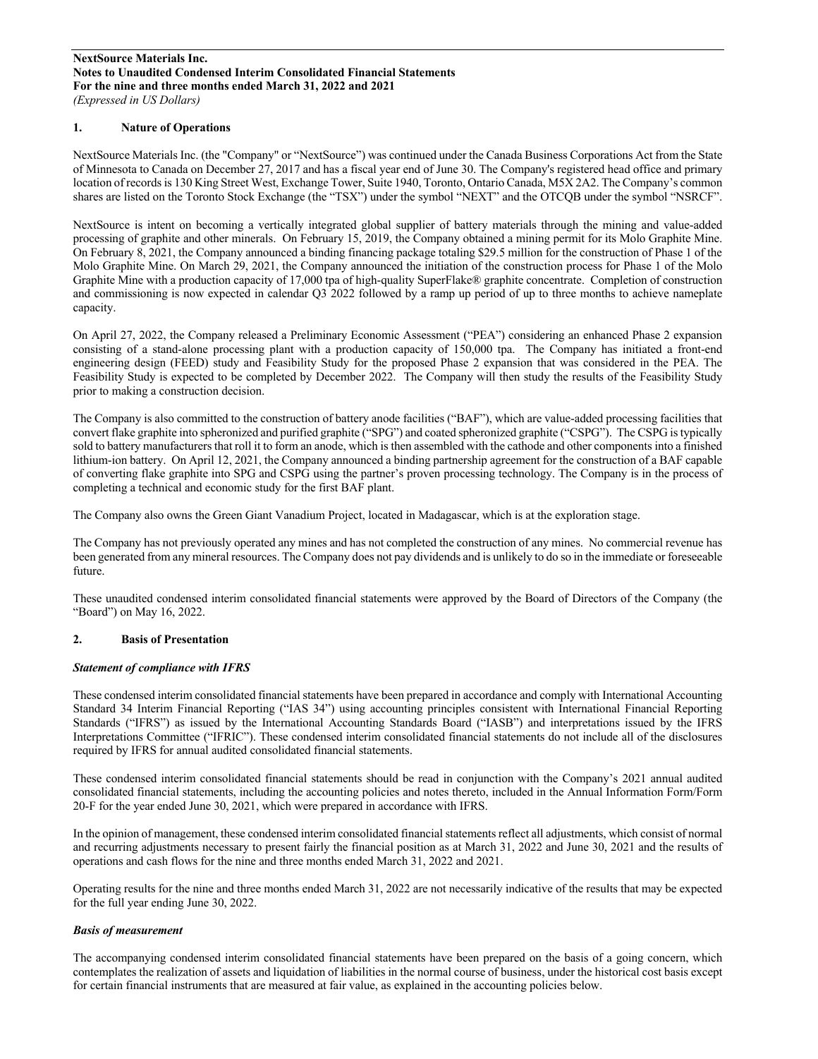**NextSource Materials Inc.**
**Notes to Unaudited Condensed Interim Consolidated Financial Statements**
**For the nine and three months ended March 31, 2022 and 2021**
*(Expressed in US Dollars)*

## 1. Nature of Operations

NextSource Materials Inc. (the "Company" or "NextSource") was continued under the Canada Business Corporations Act from the State of Minnesota to Canada on December 27, 2017 and has a fiscal year end of June 30. The Company's registered head office and primary location of records is 130 King Street West, Exchange Tower, Suite 1940, Toronto, Ontario Canada, M5X 2A2. The Company's common shares are listed on the Toronto Stock Exchange (the "TSX") under the symbol "NEXT" and the OTCQB under the symbol "NSRCF".

NextSource is intent on becoming a vertically integrated global supplier of battery materials through the mining and value-added processing of graphite and other minerals. On February 15, 2019, the Company obtained a mining permit for its Molo Graphite Mine. On February 8, 2021, the Company announced a binding financing package totaling $29.5 million for the construction of Phase 1 of the Molo Graphite Mine. On March 29, 2021, the Company announced the initiation of the construction process for Phase 1 of the Molo Graphite Mine with a production capacity of 17,000 tpa of high-quality SuperFlake® graphite concentrate. Completion of construction and commissioning is now expected in calendar Q3 2022 followed by a ramp up period of up to three months to achieve nameplate capacity.

On April 27, 2022, the Company released a Preliminary Economic Assessment ("PEA") considering an enhanced Phase 2 expansion consisting of a stand-alone processing plant with a production capacity of 150,000 tpa. The Company has initiated a front-end engineering design (FEED) study and Feasibility Study for the proposed Phase 2 expansion that was considered in the PEA. The Feasibility Study is expected to be completed by December 2022. The Company will then study the results of the Feasibility Study prior to making a construction decision.

The Company is also committed to the construction of battery anode facilities ("BAF"), which are value-added processing facilities that convert flake graphite into spheronized and purified graphite ("SPG") and coated spheronized graphite ("CSPG"). The CSPG is typically sold to battery manufacturers that roll it to form an anode, which is then assembled with the cathode and other components into a finished lithium-ion battery. On April 12, 2021, the Company announced a binding partnership agreement for the construction of a BAF capable of converting flake graphite into SPG and CSPG using the partner's proven processing technology. The Company is in the process of completing a technical and economic study for the first BAF plant.

The Company also owns the Green Giant Vanadium Project, located in Madagascar, which is at the exploration stage.

The Company has not previously operated any mines and has not completed the construction of any mines. No commercial revenue has been generated from any mineral resources. The Company does not pay dividends and is unlikely to do so in the immediate or foreseeable future.

These unaudited condensed interim consolidated financial statements were approved by the Board of Directors of the Company (the "Board") on May 16, 2022.

## 2. Basis of Presentation

### *Statement of compliance with IFRS*

These condensed interim consolidated financial statements have been prepared in accordance and comply with International Accounting Standard 34 Interim Financial Reporting ("IAS 34") using accounting principles consistent with International Financial Reporting Standards ("IFRS") as issued by the International Accounting Standards Board ("IASB") and interpretations issued by the IFRS Interpretations Committee ("IFRIC"). These condensed interim consolidated financial statements do not include all of the disclosures required by IFRS for annual audited consolidated financial statements.

These condensed interim consolidated financial statements should be read in conjunction with the Company's 2021 annual audited consolidated financial statements, including the accounting policies and notes thereto, included in the Annual Information Form/Form 20-F for the year ended June 30, 2021, which were prepared in accordance with IFRS.

In the opinion of management, these condensed interim consolidated financial statements reflect all adjustments, which consist of normal and recurring adjustments necessary to present fairly the financial position as at March 31, 2022 and June 30, 2021 and the results of operations and cash flows for the nine and three months ended March 31, 2022 and 2021.

Operating results for the nine and three months ended March 31, 2022 are not necessarily indicative of the results that may be expected for the full year ending June 30, 2022.

### *Basis of measurement*

The accompanying condensed interim consolidated financial statements have been prepared on the basis of a going concern, which contemplates the realization of assets and liquidation of liabilities in the normal course of business, under the historical cost basis except for certain financial instruments that are measured at fair value, as explained in the accounting policies below.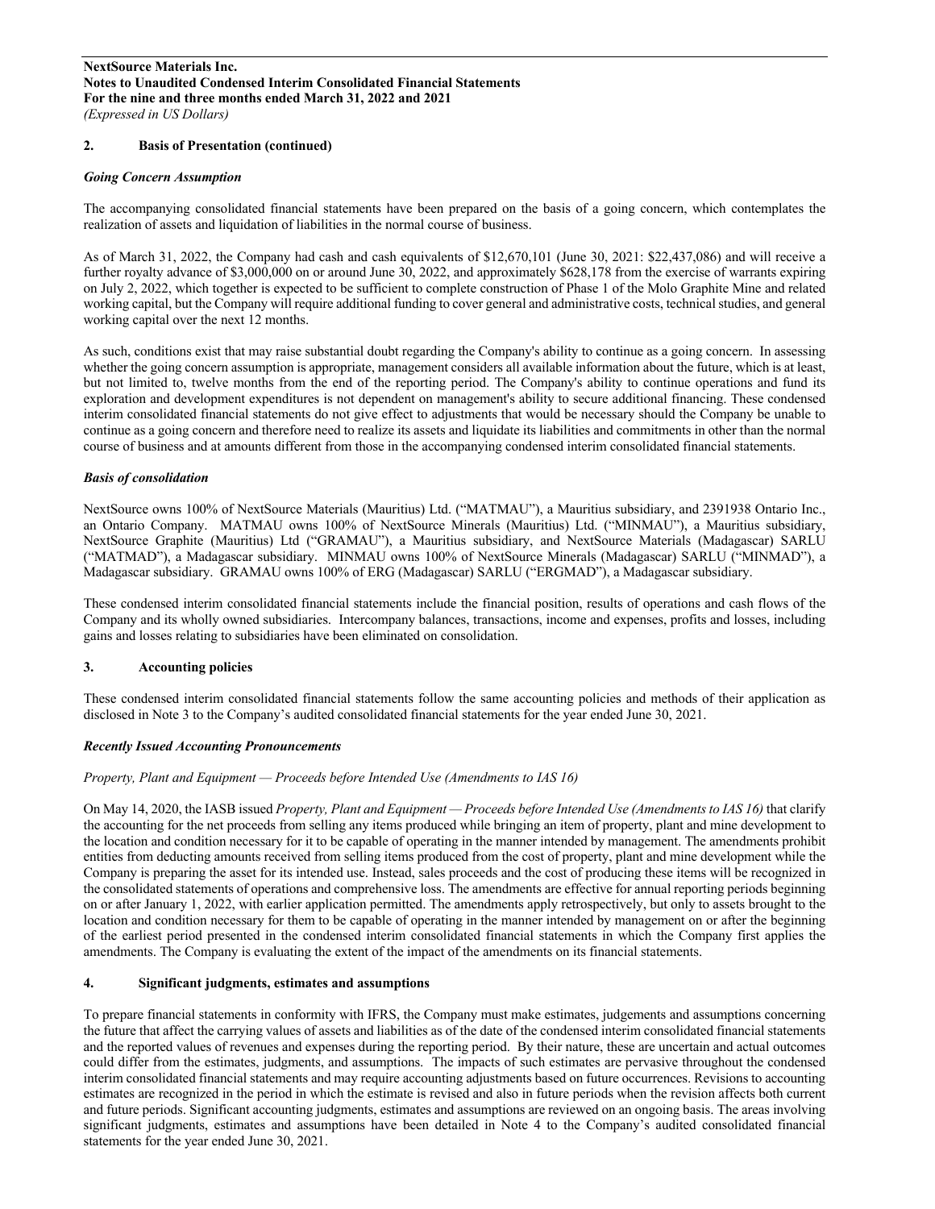**NextSource Materials Inc.**
**Notes to Unaudited Condensed Interim Consolidated Financial Statements**
**For the nine and three months ended March 31, 2022 and 2021**
*(Expressed in US Dollars)*

## 2. Basis of Presentation (continued)

### *Going Concern Assumption*

The accompanying consolidated financial statements have been prepared on the basis of a going concern, which contemplates the realization of assets and liquidation of liabilities in the normal course of business.

As of March 31, 2022, the Company had cash and cash equivalents of $12,670,101 (June 30, 2021: $22,437,086) and will receive a further royalty advance of $3,000,000 on or around June 30, 2022, and approximately $628,178 from the exercise of warrants expiring on July 2, 2022, which together is expected to be sufficient to complete construction of Phase 1 of the Molo Graphite Mine and related working capital, but the Company will require additional funding to cover general and administrative costs, technical studies, and general working capital over the next 12 months.

As such, conditions exist that may raise substantial doubt regarding the Company's ability to continue as a going concern. In assessing whether the going concern assumption is appropriate, management considers all available information about the future, which is at least, but not limited to, twelve months from the end of the reporting period. The Company's ability to continue operations and fund its exploration and development expenditures is not dependent on management's ability to secure additional financing. These condensed interim consolidated financial statements do not give effect to adjustments that would be necessary should the Company be unable to continue as a going concern and therefore need to realize its assets and liquidate its liabilities and commitments in other than the normal course of business and at amounts different from those in the accompanying condensed interim consolidated financial statements.

### *Basis of consolidation*

NextSource owns 100% of NextSource Materials (Mauritius) Ltd. ("MATMAU"), a Mauritius subsidiary, and 2391938 Ontario Inc., an Ontario Company. MATMAU owns 100% of NextSource Minerals (Mauritius) Ltd. ("MINMAU"), a Mauritius subsidiary, NextSource Graphite (Mauritius) Ltd ("GRAMAU"), a Mauritius subsidiary, and NextSource Materials (Madagascar) SARLU ("MATMAD"), a Madagascar subsidiary. MINMAU owns 100% of NextSource Minerals (Madagascar) SARLU ("MINMAD"), a Madagascar subsidiary. GRAMAU owns 100% of ERG (Madagascar) SARLU ("ERGMAD"), a Madagascar subsidiary.

These condensed interim consolidated financial statements include the financial position, results of operations and cash flows of the Company and its wholly owned subsidiaries. Intercompany balances, transactions, income and expenses, profits and losses, including gains and losses relating to subsidiaries have been eliminated on consolidation.

## 3. Accounting policies

These condensed interim consolidated financial statements follow the same accounting policies and methods of their application as disclosed in Note 3 to the Company's audited consolidated financial statements for the year ended June 30, 2021.

### *Recently Issued Accounting Pronouncements*

*Property, Plant and Equipment — Proceeds before Intended Use (Amendments to IAS 16)*

On May 14, 2020, the IASB issued *Property, Plant and Equipment — Proceeds before Intended Use (Amendments to IAS 16)* that clarify the accounting for the net proceeds from selling any items produced while bringing an item of property, plant and mine development to the location and condition necessary for it to be capable of operating in the manner intended by management. The amendments prohibit entities from deducting amounts received from selling items produced from the cost of property, plant and mine development while the Company is preparing the asset for its intended use. Instead, sales proceeds and the cost of producing these items will be recognized in the consolidated statements of operations and comprehensive loss. The amendments are effective for annual reporting periods beginning on or after January 1, 2022, with earlier application permitted. The amendments apply retrospectively, but only to assets brought to the location and condition necessary for them to be capable of operating in the manner intended by management on or after the beginning of the earliest period presented in the condensed interim consolidated financial statements in which the Company first applies the amendments. The Company is evaluating the extent of the impact of the amendments on its financial statements.

## 4. Significant judgments, estimates and assumptions

To prepare financial statements in conformity with IFRS, the Company must make estimates, judgements and assumptions concerning the future that affect the carrying values of assets and liabilities as of the date of the condensed interim consolidated financial statements and the reported values of revenues and expenses during the reporting period. By their nature, these are uncertain and actual outcomes could differ from the estimates, judgments, and assumptions. The impacts of such estimates are pervasive throughout the condensed interim consolidated financial statements and may require accounting adjustments based on future occurrences. Revisions to accounting estimates are recognized in the period in which the estimate is revised and also in future periods when the revision affects both current and future periods. Significant accounting judgments, estimates and assumptions are reviewed on an ongoing basis. The areas involving significant judgments, estimates and assumptions have been detailed in Note 4 to the Company's audited consolidated financial statements for the year ended June 30, 2021.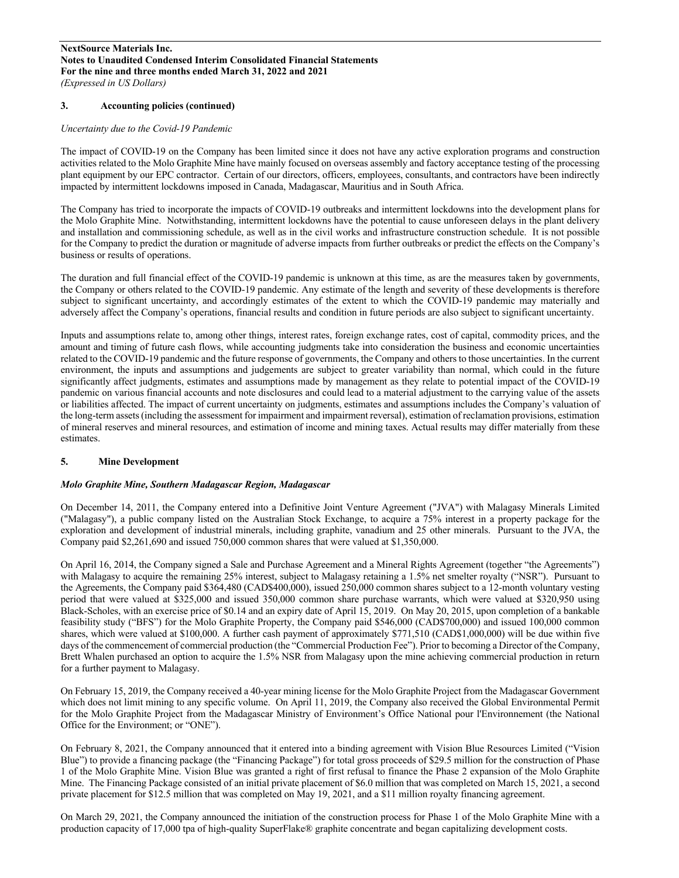**NextSource Materials Inc.**
**Notes to Unaudited Condensed Interim Consolidated Financial Statements**
**For the nine and three months ended March 31, 2022 and 2021**
*(Expressed in US Dollars)*

## 3. Accounting policies (continued)

*Uncertainty due to the Covid-19 Pandemic*

The impact of COVID-19 on the Company has been limited since it does not have any active exploration programs and construction activities related to the Molo Graphite Mine have mainly focused on overseas assembly and factory acceptance testing of the processing plant equipment by our EPC contractor. Certain of our directors, officers, employees, consultants, and contractors have been indirectly impacted by intermittent lockdowns imposed in Canada, Madagascar, Mauritius and in South Africa.

The Company has tried to incorporate the impacts of COVID-19 outbreaks and intermittent lockdowns into the development plans for the Molo Graphite Mine. Notwithstanding, intermittent lockdowns have the potential to cause unforeseen delays in the plant delivery and installation and commissioning schedule, as well as in the civil works and infrastructure construction schedule. It is not possible for the Company to predict the duration or magnitude of adverse impacts from further outbreaks or predict the effects on the Company's business or results of operations.

The duration and full financial effect of the COVID-19 pandemic is unknown at this time, as are the measures taken by governments, the Company or others related to the COVID-19 pandemic. Any estimate of the length and severity of these developments is therefore subject to significant uncertainty, and accordingly estimates of the extent to which the COVID-19 pandemic may materially and adversely affect the Company's operations, financial results and condition in future periods are also subject to significant uncertainty.

Inputs and assumptions relate to, among other things, interest rates, foreign exchange rates, cost of capital, commodity prices, and the amount and timing of future cash flows, while accounting judgments take into consideration the business and economic uncertainties related to the COVID-19 pandemic and the future response of governments, the Company and others to those uncertainties. In the current environment, the inputs and assumptions and judgements are subject to greater variability than normal, which could in the future significantly affect judgments, estimates and assumptions made by management as they relate to potential impact of the COVID-19 pandemic on various financial accounts and note disclosures and could lead to a material adjustment to the carrying value of the assets or liabilities affected. The impact of current uncertainty on judgments, estimates and assumptions includes the Company's valuation of the long-term assets (including the assessment for impairment and impairment reversal), estimation of reclamation provisions, estimation of mineral reserves and mineral resources, and estimation of income and mining taxes. Actual results may differ materially from these estimates.

## 5. Mine Development

***Molo Graphite Mine, Southern Madagascar Region, Madagascar***

On December 14, 2011, the Company entered into a Definitive Joint Venture Agreement ("JVA") with Malagasy Minerals Limited ("Malagasy"), a public company listed on the Australian Stock Exchange, to acquire a 75% interest in a property package for the exploration and development of industrial minerals, including graphite, vanadium and 25 other minerals. Pursuant to the JVA, the Company paid $2,261,690 and issued 750,000 common shares that were valued at $1,350,000.

On April 16, 2014, the Company signed a Sale and Purchase Agreement and a Mineral Rights Agreement (together "the Agreements") with Malagasy to acquire the remaining 25% interest, subject to Malagasy retaining a 1.5% net smelter royalty ("NSR"). Pursuant to the Agreements, the Company paid $364,480 (CAD$400,000), issued 250,000 common shares subject to a 12-month voluntary vesting period that were valued at $325,000 and issued 350,000 common share purchase warrants, which were valued at $320,950 using Black-Scholes, with an exercise price of $0.14 and an expiry date of April 15, 2019. On May 20, 2015, upon completion of a bankable feasibility study ("BFS") for the Molo Graphite Property, the Company paid $546,000 (CAD$700,000) and issued 100,000 common shares, which were valued at $100,000. A further cash payment of approximately $771,510 (CAD$1,000,000) will be due within five days of the commencement of commercial production (the "Commercial Production Fee"). Prior to becoming a Director of the Company, Brett Whalen purchased an option to acquire the 1.5% NSR from Malagasy upon the mine achieving commercial production in return for a further payment to Malagasy.

On February 15, 2019, the Company received a 40-year mining license for the Molo Graphite Project from the Madagascar Government which does not limit mining to any specific volume. On April 11, 2019, the Company also received the Global Environmental Permit for the Molo Graphite Project from the Madagascar Ministry of Environment's Office National pour l'Environnement (the National Office for the Environment; or "ONE").

On February 8, 2021, the Company announced that it entered into a binding agreement with Vision Blue Resources Limited ("Vision Blue") to provide a financing package (the "Financing Package") for total gross proceeds of $29.5 million for the construction of Phase 1 of the Molo Graphite Mine. Vision Blue was granted a right of first refusal to finance the Phase 2 expansion of the Molo Graphite Mine. The Financing Package consisted of an initial private placement of $6.0 million that was completed on March 15, 2021, a second private placement for $12.5 million that was completed on May 19, 2021, and a $11 million royalty financing agreement.

On March 29, 2021, the Company announced the initiation of the construction process for Phase 1 of the Molo Graphite Mine with a production capacity of 17,000 tpa of high-quality SuperFlake® graphite concentrate and began capitalizing development costs.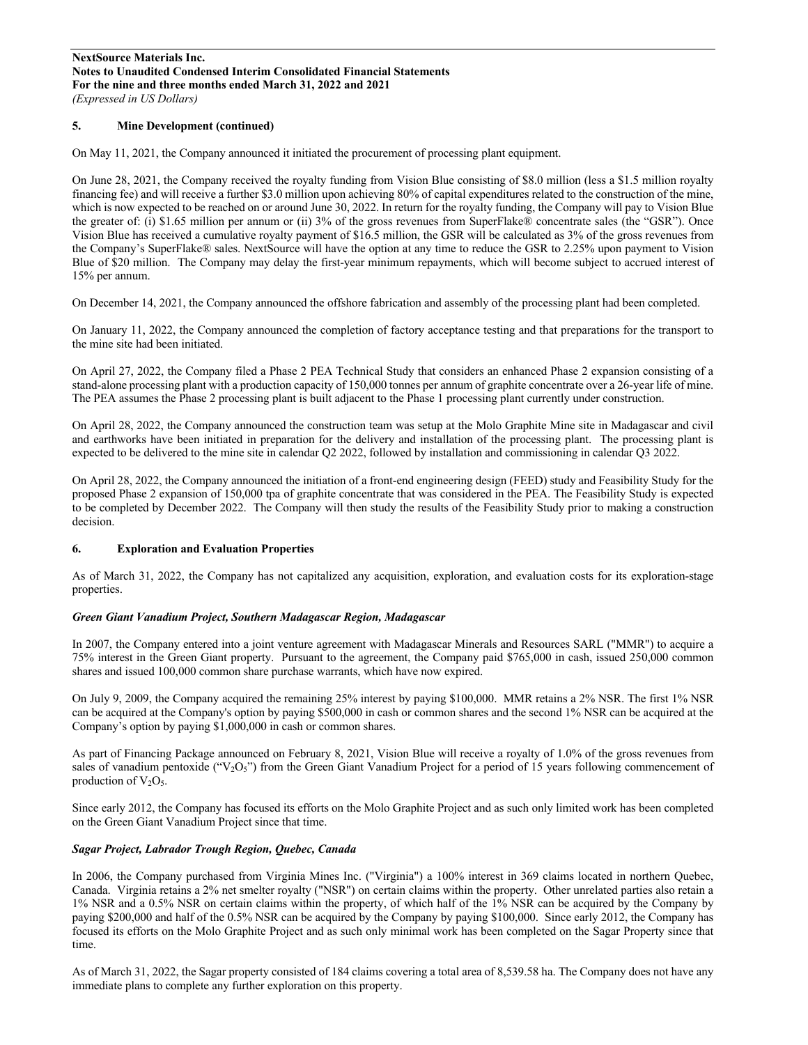### 5. Mine Development (continued)

On May 11, 2021, the Company announced it initiated the procurement of processing plant equipment.

On June 28, 2021, the Company received the royalty funding from Vision Blue consisting of $8.0 million (less a $1.5 million royalty financing fee) and will receive a further $3.0 million upon achieving 80% of capital expenditures related to the construction of the mine, which is now expected to be reached on or around June 30, 2022. In return for the royalty funding, the Company will pay to Vision Blue the greater of: (i) $1.65 million per annum or (ii) 3% of the gross revenues from SuperFlake® concentrate sales (the "GSR"). Once Vision Blue has received a cumulative royalty payment of $16.5 million, the GSR will be calculated as 3% of the gross revenues from the Company's SuperFlake® sales. NextSource will have the option at any time to reduce the GSR to 2.25% upon payment to Vision Blue of $20 million. The Company may delay the first-year minimum repayments, which will become subject to accrued interest of 15% per annum.

On December 14, 2021, the Company announced the offshore fabrication and assembly of the processing plant had been completed.

On January 11, 2022, the Company announced the completion of factory acceptance testing and that preparations for the transport to the mine site had been initiated.

On April 27, 2022, the Company filed a Phase 2 PEA Technical Study that considers an enhanced Phase 2 expansion consisting of a stand-alone processing plant with a production capacity of 150,000 tonnes per annum of graphite concentrate over a 26-year life of mine. The PEA assumes the Phase 2 processing plant is built adjacent to the Phase 1 processing plant currently under construction.

On April 28, 2022, the Company announced the construction team was setup at the Molo Graphite Mine site in Madagascar and civil and earthworks have been initiated in preparation for the delivery and installation of the processing plant. The processing plant is expected to be delivered to the mine site in calendar Q2 2022, followed by installation and commissioning in calendar Q3 2022.

On April 28, 2022, the Company announced the initiation of a front-end engineering design (FEED) study and Feasibility Study for the proposed Phase 2 expansion of 150,000 tpa of graphite concentrate that was considered in the PEA. The Feasibility Study is expected to be completed by December 2022. The Company will then study the results of the Feasibility Study prior to making a construction decision.

### 6. Exploration and Evaluation Properties

As of March 31, 2022, the Company has not capitalized any acquisition, exploration, and evaluation costs for its exploration-stage properties.

***Green Giant Vanadium Project, Southern Madagascar Region, Madagascar***

In 2007, the Company entered into a joint venture agreement with Madagascar Minerals and Resources SARL ("MMR") to acquire a 75% interest in the Green Giant property. Pursuant to the agreement, the Company paid $765,000 in cash, issued 250,000 common shares and issued 100,000 common share purchase warrants, which have now expired.

On July 9, 2009, the Company acquired the remaining 25% interest by paying $100,000. MMR retains a 2% NSR. The first 1% NSR can be acquired at the Company's option by paying $500,000 in cash or common shares and the second 1% NSR can be acquired at the Company's option by paying $1,000,000 in cash or common shares.

As part of Financing Package announced on February 8, 2021, Vision Blue will receive a royalty of 1.0% of the gross revenues from sales of vanadium pentoxide ("$V_2O_5$") from the Green Giant Vanadium Project for a period of 15 years following commencement of production of $V_2O_5$.

Since early 2012, the Company has focused its efforts on the Molo Graphite Project and as such only limited work has been completed on the Green Giant Vanadium Project since that time.

***Sagar Project, Labrador Trough Region, Quebec, Canada***

In 2006, the Company purchased from Virginia Mines Inc. ("Virginia") a 100% interest in 369 claims located in northern Quebec, Canada. Virginia retains a 2% net smelter royalty ("NSR") on certain claims within the property. Other unrelated parties also retain a 1% NSR and a 0.5% NSR on certain claims within the property, of which half of the 1% NSR can be acquired by the Company by paying $200,000 and half of the 0.5% NSR can be acquired by the Company by paying $100,000. Since early 2012, the Company has focused its efforts on the Molo Graphite Project and as such only minimal work has been completed on the Sagar Property since that time.

As of March 31, 2022, the Sagar property consisted of 184 claims covering a total area of 8,539.58 ha. The Company does not have any immediate plans to complete any further exploration on this property.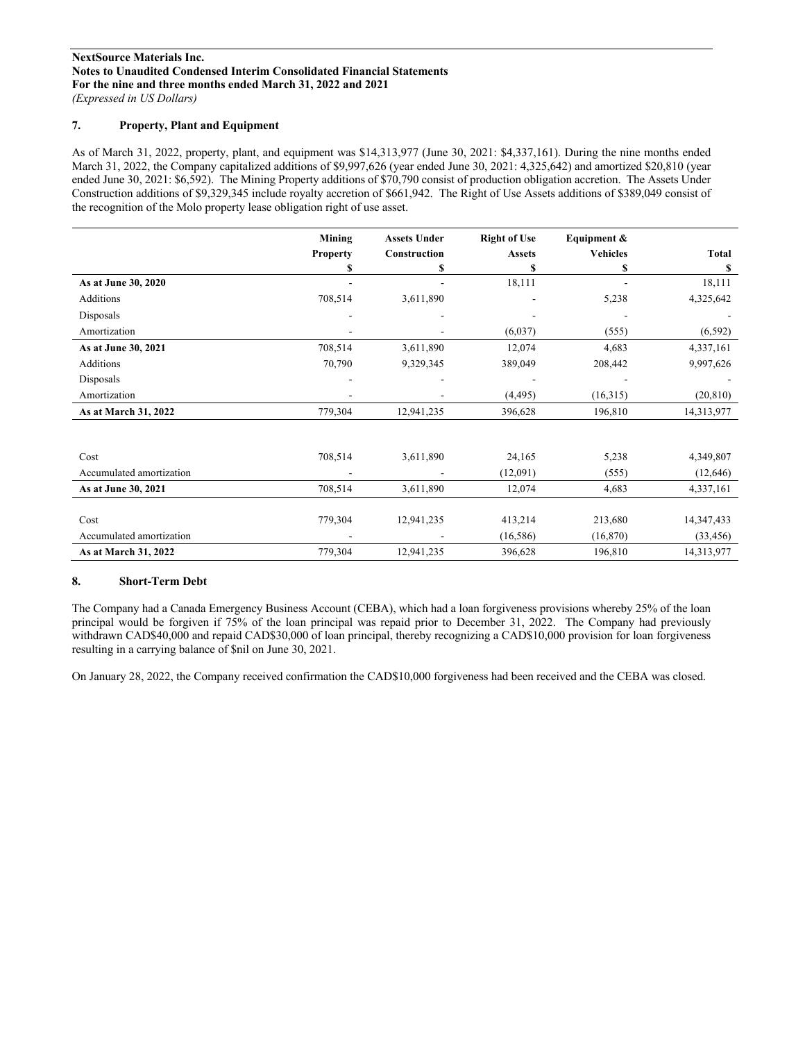**NextSource Materials Inc.**
**Notes to Unaudited Condensed Interim Consolidated Financial Statements**
**For the nine and three months ended March 31, 2022 and 2021**
*(Expressed in US Dollars)*

## 7. Property, Plant and Equipment

As of March 31, 2022, property, plant, and equipment was $14,313,977 (June 30, 2021: $4,337,161). During the nine months ended March 31, 2022, the Company capitalized additions of $9,997,626 (year ended June 30, 2021: 4,325,642) and amortized $20,810 (year ended June 30, 2021: $6,592). The Mining Property additions of $70,790 consist of production obligation accretion. The Assets Under Construction additions of $9,329,345 include royalty accretion of $661,942. The Right of Use Assets additions of $389,049 consist of the recognition of the Molo property lease obligation right of use asset.

| | Mining Property | Assets Under Construction | Right of Use Assets | Equipment & Vehicles | Total |
|---|---|---|---|---|---|
| | $ | $ | $ | $ | $ |
| **As at June 30, 2020** | - | - | 18,111 | - | 18,111 |
| Additions | 708,514 | 3,611,890 | - | 5,238 | 4,325,642 |
| Disposals | - | - | - | - | - |
| Amortization | - | - | (6,037) | (555) | (6,592) |
| **As at June 30, 2021** | 708,514 | 3,611,890 | 12,074 | 4,683 | 4,337,161 |
| Additions | 70,790 | 9,329,345 | 389,049 | 208,442 | 9,997,626 |
| Disposals | - | - | - | - | - |
| Amortization | - | - | (4,495) | (16,315) | (20,810) |
| **As at March 31, 2022** | 779,304 | 12,941,235 | 396,628 | 196,810 | 14,313,977 |
| | | | | | |
| Cost | 708,514 | 3,611,890 | 24,165 | 5,238 | 4,349,807 |
| Accumulated amortization | - | - | (12,091) | (555) | (12,646) |
| **As at June 30, 2021** | 708,514 | 3,611,890 | 12,074 | 4,683 | 4,337,161 |
| | | | | | |
| Cost | 779,304 | 12,941,235 | 413,214 | 213,680 | 14,347,433 |
| Accumulated amortization | - | - | (16,586) | (16,870) | (33,456) |
| **As at March 31, 2022** | 779,304 | 12,941,235 | 396,628 | 196,810 | 14,313,977 |

## 8. Short-Term Debt

The Company had a Canada Emergency Business Account (CEBA), which had a loan forgiveness provisions whereby 25% of the loan principal would be forgiven if 75% of the loan principal was repaid prior to December 31, 2022. The Company had previously withdrawn CAD$40,000 and repaid CAD$30,000 of loan principal, thereby recognizing a CAD$10,000 provision for loan forgiveness resulting in a carrying balance of $nil on June 30, 2021.

On January 28, 2022, the Company received confirmation the CAD$10,000 forgiveness had been received and the CEBA was closed.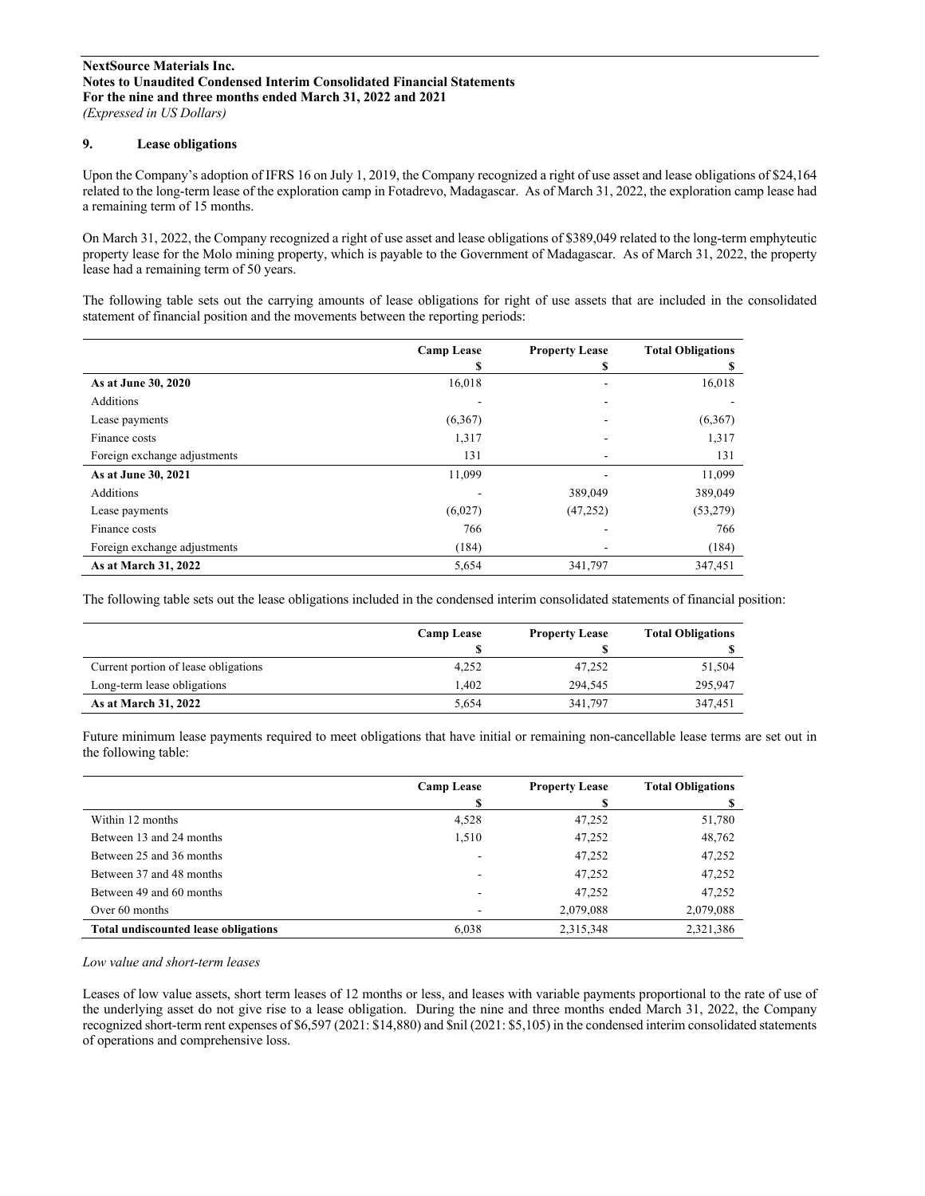**NextSource Materials Inc.**
**Notes to Unaudited Condensed Interim Consolidated Financial Statements**
**For the nine and three months ended March 31, 2022 and 2021**
*(Expressed in US Dollars)*

## 9. Lease obligations

Upon the Company's adoption of IFRS 16 on July 1, 2019, the Company recognized a right of use asset and lease obligations of $24,164 related to the long-term lease of the exploration camp in Fotadrevo, Madagascar. As of March 31, 2022, the exploration camp lease had a remaining term of 15 months.

On March 31, 2022, the Company recognized a right of use asset and lease obligations of $389,049 related to the long-term emphyteutic property lease for the Molo mining property, which is payable to the Government of Madagascar. As of March 31, 2022, the property lease had a remaining term of 50 years.

The following table sets out the carrying amounts of lease obligations for right of use assets that are included in the consolidated statement of financial position and the movements between the reporting periods:

| | Camp Lease<br>$ | Property Lease<br>$ | Total Obligations<br>$ |
|---|---|---|---|
| **As at June 30, 2020** | 16,018 | - | 16,018 |
| Additions | - | - | - |
| Lease payments | (6,367) | - | (6,367) |
| Finance costs | 1,317 | - | 1,317 |
| Foreign exchange adjustments | 131 | - | 131 |
| **As at June 30, 2021** | 11,099 | - | 11,099 |
| Additions | - | 389,049 | 389,049 |
| Lease payments | (6,027) | (47,252) | (53,279) |
| Finance costs | 766 | - | 766 |
| Foreign exchange adjustments | (184) | - | (184) |
| **As at March 31, 2022** | 5,654 | 341,797 | 347,451 |

The following table sets out the lease obligations included in the condensed interim consolidated statements of financial position:

| | Camp Lease<br>$ | Property Lease<br>$ | Total Obligations<br>$ |
|---|---|---|---|
| Current portion of lease obligations | 4,252 | 47,252 | 51,504 |
| Long-term lease obligations | 1,402 | 294,545 | 295,947 |
| **As at March 31, 2022** | 5,654 | 341,797 | 347,451 |

Future minimum lease payments required to meet obligations that have initial or remaining non-cancellable lease terms are set out in the following table:

| | Camp Lease<br>$ | Property Lease<br>$ | Total Obligations<br>$ |
|---|---|---|---|
| Within 12 months | 4,528 | 47,252 | 51,780 |
| Between 13 and 24 months | 1,510 | 47,252 | 48,762 |
| Between 25 and 36 months | - | 47,252 | 47,252 |
| Between 37 and 48 months | - | 47,252 | 47,252 |
| Between 49 and 60 months | - | 47,252 | 47,252 |
| Over 60 months | - | 2,079,088 | 2,079,088 |
| **Total undiscounted lease obligations** | 6,038 | 2,315,348 | 2,321,386 |

*Low value and short-term leases*

Leases of low value assets, short term leases of 12 months or less, and leases with variable payments proportional to the rate of use of the underlying asset do not give rise to a lease obligation. During the nine and three months ended March 31, 2022, the Company recognized short-term rent expenses of $6,597 (2021: $14,880) and $nil (2021: $5,105) in the condensed interim consolidated statements of operations and comprehensive loss.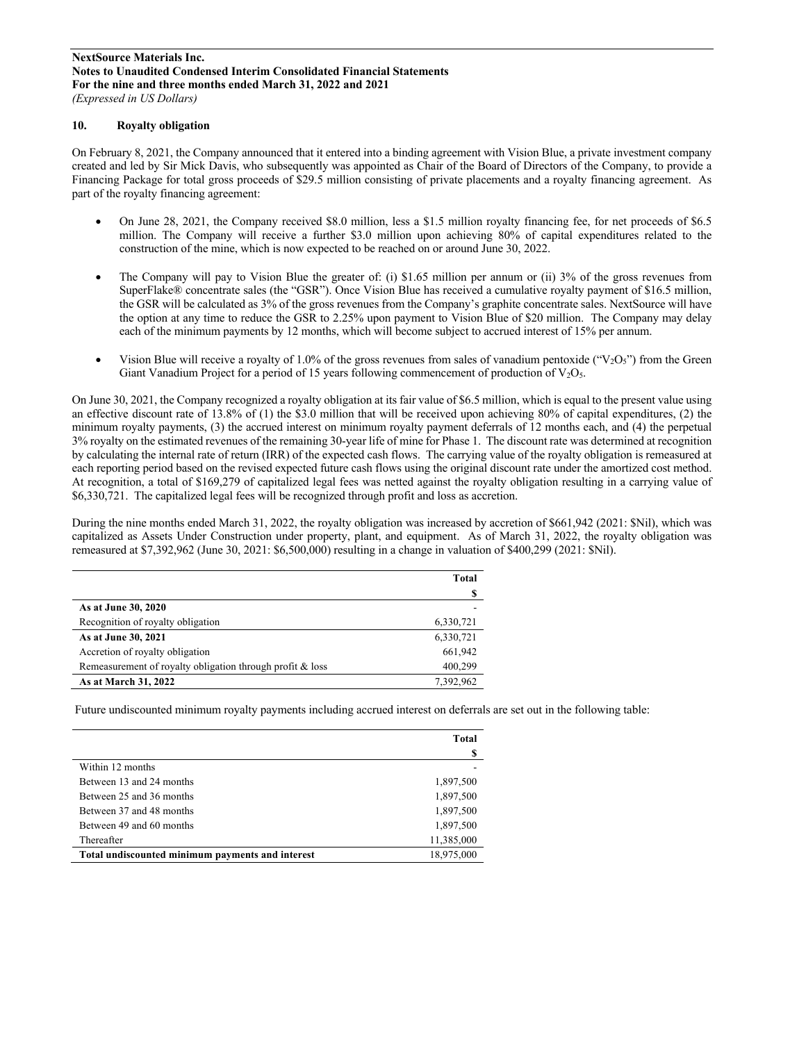### 10. Royalty obligation

On February 8, 2021, the Company announced that it entered into a binding agreement with Vision Blue, a private investment company created and led by Sir Mick Davis, who subsequently was appointed as Chair of the Board of Directors of the Company, to provide a Financing Package for total gross proceeds of $29.5 million consisting of private placements and a royalty financing agreement. As part of the royalty financing agreement:

- On June 28, 2021, the Company received $8.0 million, less a $1.5 million royalty financing fee, for net proceeds of $6.5 million. The Company will receive a further $3.0 million upon achieving 80% of capital expenditures related to the construction of the mine, which is now expected to be reached on or around June 30, 2022.
- The Company will pay to Vision Blue the greater of: (i) $1.65 million per annum or (ii) 3% of the gross revenues from SuperFlake® concentrate sales (the "GSR"). Once Vision Blue has received a cumulative royalty payment of $16.5 million, the GSR will be calculated as 3% of the gross revenues from the Company's graphite concentrate sales. NextSource will have the option at any time to reduce the GSR to 2.25% upon payment to Vision Blue of $20 million. The Company may delay each of the minimum payments by 12 months, which will become subject to accrued interest of 15% per annum.
- Vision Blue will receive a royalty of 1.0% of the gross revenues from sales of vanadium pentoxide ("$V_2O_5$") from the Green Giant Vanadium Project for a period of 15 years following commencement of production of $V_2O_5$.

On June 30, 2021, the Company recognized a royalty obligation at its fair value of $6.5 million, which is equal to the present value using an effective discount rate of 13.8% of (1) the $3.0 million that will be received upon achieving 80% of capital expenditures, (2) the minimum royalty payments, (3) the accrued interest on minimum royalty payment deferrals of 12 months each, and (4) the perpetual 3% royalty on the estimated revenues of the remaining 30-year life of mine for Phase 1. The discount rate was determined at recognition by calculating the internal rate of return (IRR) of the expected cash flows. The carrying value of the royalty obligation is remeasured at each reporting period based on the revised expected future cash flows using the original discount rate under the amortized cost method. At recognition, a total of $169,279 of capitalized legal fees was netted against the royalty obligation resulting in a carrying value of $6,330,721. The capitalized legal fees will be recognized through profit and loss as accretion.

During the nine months ended March 31, 2022, the royalty obligation was increased by accretion of $661,942 (2021: $Nil), which was capitalized as Assets Under Construction under property, plant, and equipment. As of March 31, 2022, the royalty obligation was remeasured at $7,392,962 (June 30, 2021: $6,500,000) resulting in a change in valuation of $400,299 (2021: $Nil).

| | Total |
|---|---|
| | $ |
| **As at June 30, 2020** | - |
| Recognition of royalty obligation | 6,330,721 |
| **As at June 30, 2021** | 6,330,721 |
| Accretion of royalty obligation | 661,942 |
| Remeasurement of royalty obligation through profit & loss | 400,299 |
| **As at March 31, 2022** | 7,392,962 |

Future undiscounted minimum royalty payments including accrued interest on deferrals are set out in the following table:

| | Total |
|---|---|
| | $ |
| Within 12 months | - |
| Between 13 and 24 months | 1,897,500 |
| Between 25 and 36 months | 1,897,500 |
| Between 37 and 48 months | 1,897,500 |
| Between 49 and 60 months | 1,897,500 |
| Thereafter | 11,385,000 |
| **Total undiscounted minimum payments and interest** | 18,975,000 |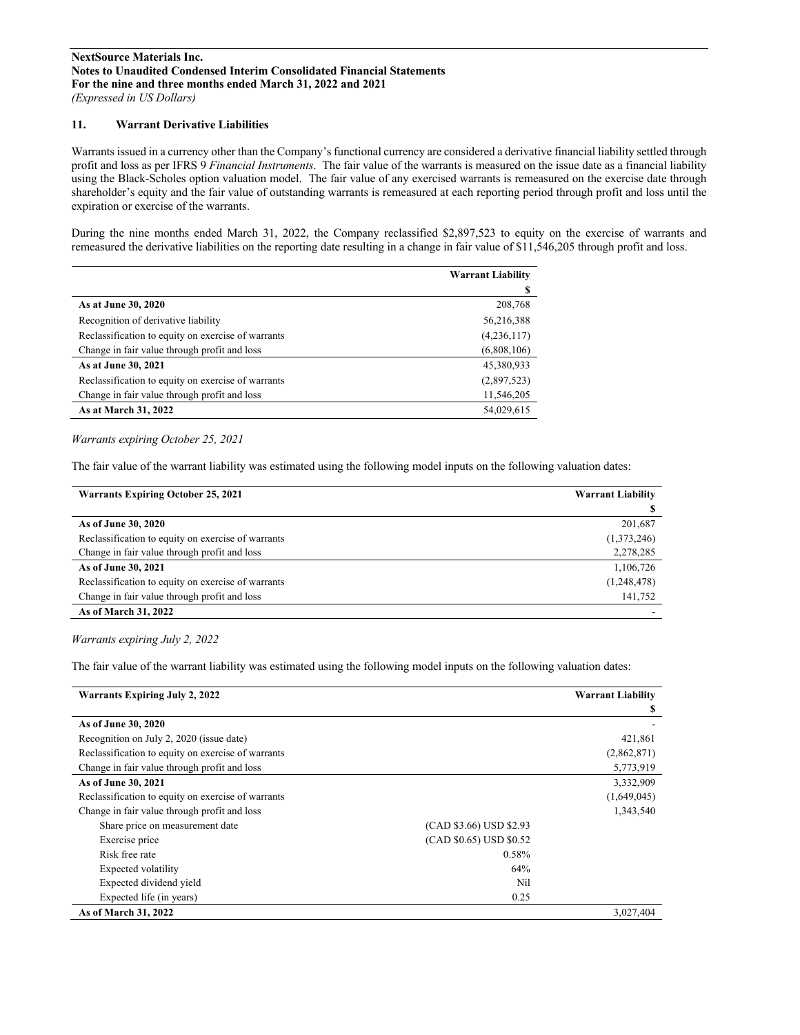**NextSource Materials Inc.**
**Notes to Unaudited Condensed Interim Consolidated Financial Statements**
**For the nine and three months ended March 31, 2022 and 2021**
*(Expressed in US Dollars)*

## 11. Warrant Derivative Liabilities

Warrants issued in a currency other than the Company's functional currency are considered a derivative financial liability settled through profit and loss as per IFRS 9 *Financial Instruments*. The fair value of the warrants is measured on the issue date as a financial liability using the Black-Scholes option valuation model. The fair value of any exercised warrants is remeasured on the exercise date through shareholder's equity and the fair value of outstanding warrants is remeasured at each reporting period through profit and loss until the expiration or exercise of the warrants.

During the nine months ended March 31, 2022, the Company reclassified $2,897,523 to equity on the exercise of warrants and remeasured the derivative liabilities on the reporting date resulting in a change in fair value of $11,546,205 through profit and loss.

| | Warrant Liability |
|---|---|
| | $ |
| **As at June 30, 2020** | 208,768 |
| Recognition of derivative liability | 56,216,388 |
| Reclassification to equity on exercise of warrants | (4,236,117) |
| Change in fair value through profit and loss | (6,808,106) |
| **As at June 30, 2021** | 45,380,933 |
| Reclassification to equity on exercise of warrants | (2,897,523) |
| Change in fair value through profit and loss | 11,546,205 |
| **As at March 31, 2022** | 54,029,615 |

*Warrants expiring October 25, 2021*

The fair value of the warrant liability was estimated using the following model inputs on the following valuation dates:

| Warrants Expiring October 25, 2021 | Warrant Liability |
|---|---|
| | $ |
| **As of June 30, 2020** | 201,687 |
| Reclassification to equity on exercise of warrants | (1,373,246) |
| Change in fair value through profit and loss | 2,278,285 |
| **As of June 30, 2021** | 1,106,726 |
| Reclassification to equity on exercise of warrants | (1,248,478) |
| Change in fair value through profit and loss | 141,752 |
| **As of March 31, 2022** | - |

*Warrants expiring July 2, 2022*

The fair value of the warrant liability was estimated using the following model inputs on the following valuation dates:

| Warrants Expiring July 2, 2022 | | Warrant Liability |
|---|---|---|
| | | $ |
| **As of June 30, 2020** | | - |
| Recognition on July 2, 2020 (issue date) | | 421,861 |
| Reclassification to equity on exercise of warrants | | (2,862,871) |
| Change in fair value through profit and loss | | 5,773,919 |
| **As of June 30, 2021** | | 3,332,909 |
| Reclassification to equity on exercise of warrants | | (1,649,045) |
| Change in fair value through profit and loss | | 1,343,540 |
| Share price on measurement date | (CAD $3.66) USD $2.93 | |
| Exercise price | (CAD $0.65) USD $0.52 | |
| Risk free rate | 0.58% | |
| Expected volatility | 64% | |
| Expected dividend yield | Nil | |
| Expected life (in years) | 0.25 | |
| **As of March 31, 2022** | | 3,027,404 |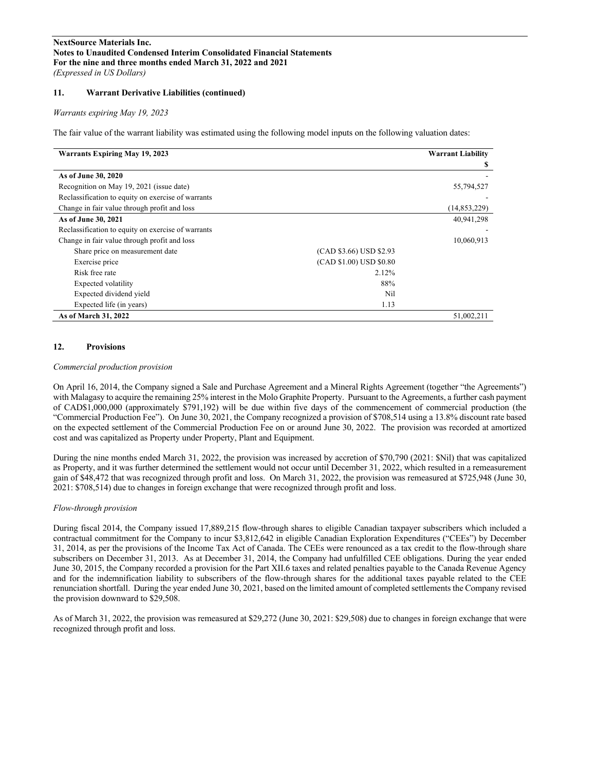## 11. Warrant Derivative Liabilities (continued)

*Warrants expiring May 19, 2023*

The fair value of the warrant liability was estimated using the following model inputs on the following valuation dates:

| Warrants Expiring May 19, 2023 | | Warrant Liability |
|---|---|---|
| | | $ |
| **As of June 30, 2020** | | - |
| Recognition on May 19, 2021 (issue date) | | 55,794,527 |
| Reclassification to equity on exercise of warrants | | - |
| Change in fair value through profit and loss | | (14,853,229) |
| **As of June 30, 2021** | | 40,941,298 |
| Reclassification to equity on exercise of warrants | | - |
| Change in fair value through profit and loss | | 10,060,913 |
| Share price on measurement date | (CAD $3.66) USD $2.93 | |
| Exercise price | (CAD $1.00) USD $0.80 | |
| Risk free rate | 2.12% | |
| Expected volatility | 88% | |
| Expected dividend yield | Nil | |
| Expected life (in years) | 1.13 | |
| **As of March 31, 2022** | | 51,002,211 |

## 12. Provisions

*Commercial production provision*

On April 16, 2014, the Company signed a Sale and Purchase Agreement and a Mineral Rights Agreement (together "the Agreements") with Malagasy to acquire the remaining 25% interest in the Molo Graphite Property. Pursuant to the Agreements, a further cash payment of CAD$1,000,000 (approximately $791,192) will be due within five days of the commencement of commercial production (the "Commercial Production Fee"). On June 30, 2021, the Company recognized a provision of $708,514 using a 13.8% discount rate based on the expected settlement of the Commercial Production Fee on or around June 30, 2022. The provision was recorded at amortized cost and was capitalized as Property under Property, Plant and Equipment.

During the nine months ended March 31, 2022, the provision was increased by accretion of $70,790 (2021: $Nil) that was capitalized as Property, and it was further determined the settlement would not occur until December 31, 2022, which resulted in a remeasurement gain of $48,472 that was recognized through profit and loss. On March 31, 2022, the provision was remeasured at $725,948 (June 30, 2021: $708,514) due to changes in foreign exchange that were recognized through profit and loss.

*Flow-through provision*

During fiscal 2014, the Company issued 17,889,215 flow-through shares to eligible Canadian taxpayer subscribers which included a contractual commitment for the Company to incur $3,812,642 in eligible Canadian Exploration Expenditures ("CEEs") by December 31, 2014, as per the provisions of the Income Tax Act of Canada. The CEEs were renounced as a tax credit to the flow-through share subscribers on December 31, 2013. As at December 31, 2014, the Company had unfulfilled CEE obligations. During the year ended June 30, 2015, the Company recorded a provision for the Part XII.6 taxes and related penalties payable to the Canada Revenue Agency and for the indemnification liability to subscribers of the flow-through shares for the additional taxes payable related to the CEE renunciation shortfall. During the year ended June 30, 2021, based on the limited amount of completed settlements the Company revised the provision downward to $29,508.

As of March 31, 2022, the provision was remeasured at $29,272 (June 30, 2021: $29,508) due to changes in foreign exchange that were recognized through profit and loss.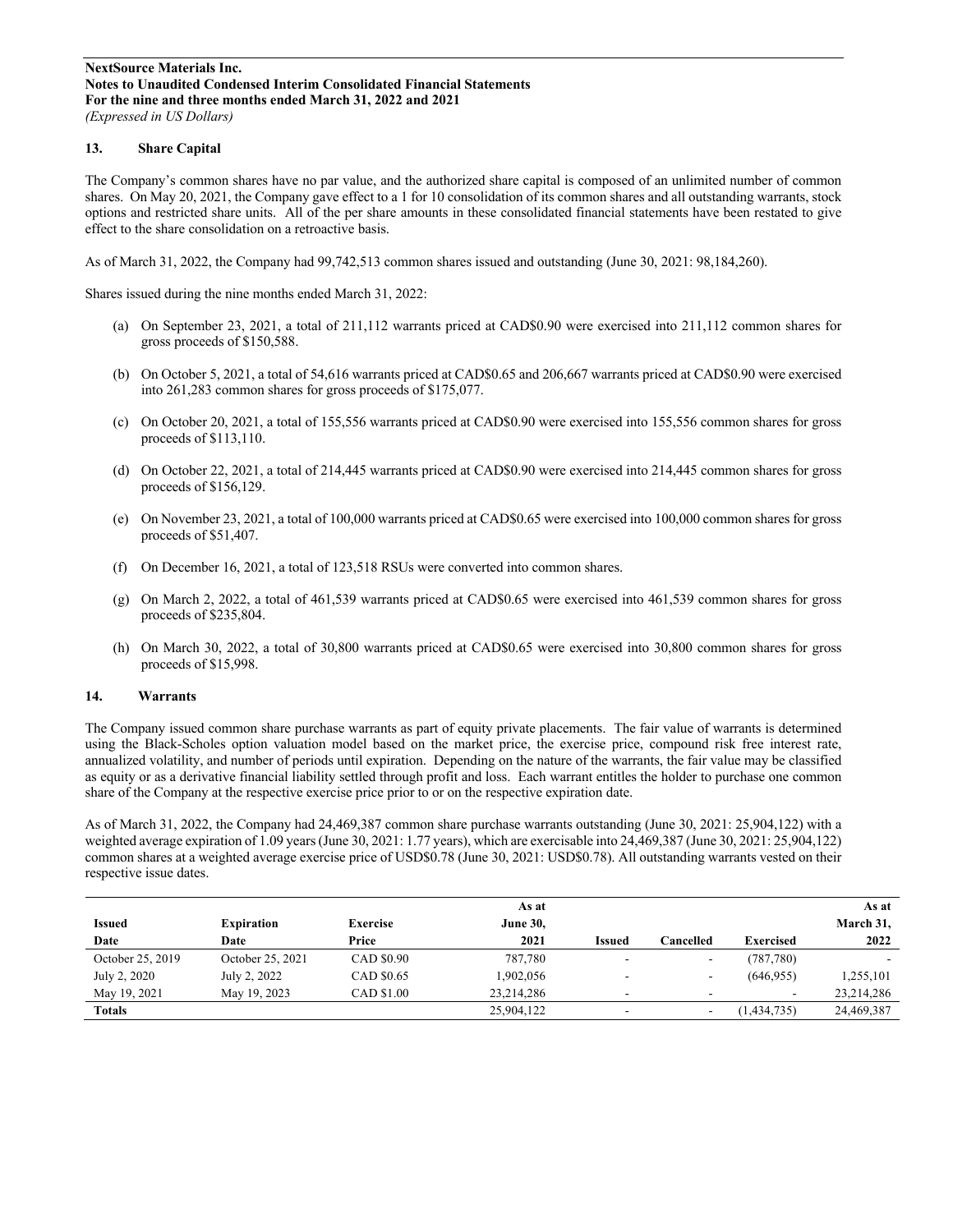**NextSource Materials Inc.**
**Notes to Unaudited Condensed Interim Consolidated Financial Statements**
**For the nine and three months ended March 31, 2022 and 2021**
*(Expressed in US Dollars)*

## 13. Share Capital

The Company's common shares have no par value, and the authorized share capital is composed of an unlimited number of common shares. On May 20, 2021, the Company gave effect to a 1 for 10 consolidation of its common shares and all outstanding warrants, stock options and restricted share units. All of the per share amounts in these consolidated financial statements have been restated to give effect to the share consolidation on a retroactive basis.

As of March 31, 2022, the Company had 99,742,513 common shares issued and outstanding (June 30, 2021: 98,184,260).

Shares issued during the nine months ended March 31, 2022:

(a) On September 23, 2021, a total of 211,112 warrants priced at CAD$0.90 were exercised into 211,112 common shares for gross proceeds of $150,588.

(b) On October 5, 2021, a total of 54,616 warrants priced at CAD$0.65 and 206,667 warrants priced at CAD$0.90 were exercised into 261,283 common shares for gross proceeds of $175,077.

(c) On October 20, 2021, a total of 155,556 warrants priced at CAD$0.90 were exercised into 155,556 common shares for gross proceeds of $113,110.

(d) On October 22, 2021, a total of 214,445 warrants priced at CAD$0.90 were exercised into 214,445 common shares for gross proceeds of $156,129.

(e) On November 23, 2021, a total of 100,000 warrants priced at CAD$0.65 were exercised into 100,000 common shares for gross proceeds of $51,407.

(f) On December 16, 2021, a total of 123,518 RSUs were converted into common shares.

(g) On March 2, 2022, a total of 461,539 warrants priced at CAD$0.65 were exercised into 461,539 common shares for gross proceeds of $235,804.

(h) On March 30, 2022, a total of 30,800 warrants priced at CAD$0.65 were exercised into 30,800 common shares for gross proceeds of $15,998.

## 14. Warrants

The Company issued common share purchase warrants as part of equity private placements. The fair value of warrants is determined using the Black-Scholes option valuation model based on the market price, the exercise price, compound risk free interest rate, annualized volatility, and number of periods until expiration. Depending on the nature of the warrants, the fair value may be classified as equity or as a derivative financial liability settled through profit and loss. Each warrant entitles the holder to purchase one common share of the Company at the respective exercise price prior to or on the respective expiration date.

As of March 31, 2022, the Company had 24,469,387 common share purchase warrants outstanding (June 30, 2021: 25,904,122) with a weighted average expiration of 1.09 years (June 30, 2021: 1.77 years), which are exercisable into 24,469,387 (June 30, 2021: 25,904,122) common shares at a weighted average exercise price of USD$0.78 (June 30, 2021: USD$0.78). All outstanding warrants vested on their respective issue dates.

| Issued Date | Expiration Date | Exercise Price | As at June 30, 2021 | Issued | Cancelled | Exercised | As at March 31, 2022 |
|---|---|---|---|---|---|---|---|
| October 25, 2019 | October 25, 2021 | CAD $0.90 | 787,780 | - | - | (787,780) | - |
| July 2, 2020 | July 2, 2022 | CAD $0.65 | 1,902,056 | - | - | (646,955) | 1,255,101 |
| May 19, 2021 | May 19, 2023 | CAD $1.00 | 23,214,286 | - | - | - | 23,214,286 |
| **Totals** | | | 25,904,122 | - | - | (1,434,735) | 24,469,387 |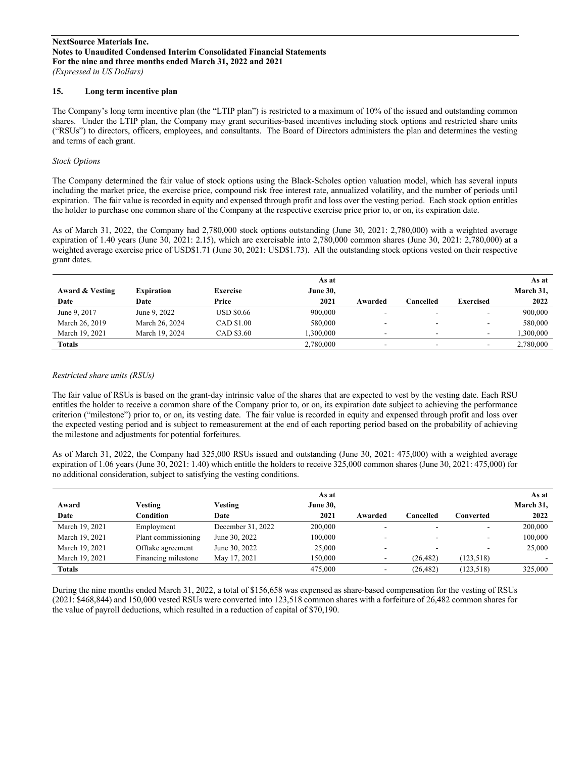## 15. Long term incentive plan

The Company's long term incentive plan (the "LTIP plan") is restricted to a maximum of 10% of the issued and outstanding common shares. Under the LTIP plan, the Company may grant securities-based incentives including stock options and restricted share units ("RSUs") to directors, officers, employees, and consultants. The Board of Directors administers the plan and determines the vesting and terms of each grant.

*Stock Options*

The Company determined the fair value of stock options using the Black-Scholes option valuation model, which has several inputs including the market price, the exercise price, compound risk free interest rate, annualized volatility, and the number of periods until expiration. The fair value is recorded in equity and expensed through profit and loss over the vesting period. Each stock option entitles the holder to purchase one common share of the Company at the respective exercise price prior to, or on, its expiration date.

As of March 31, 2022, the Company had 2,780,000 stock options outstanding (June 30, 2021: 2,780,000) with a weighted average expiration of 1.40 years (June 30, 2021: 2.15), which are exercisable into 2,780,000 common shares (June 30, 2021: 2,780,000) at a weighted average exercise price of USD$1.71 (June 30, 2021: USD$1.73). All the outstanding stock options vested on their respective grant dates.

| Award & Vesting Date | Expiration Date | Exercise Price | As at June 30, 2021 | Awarded | Cancelled | Exercised | As at March 31, 2022 |
|---|---|---|---|---|---|---|---|
| June 9, 2017 | June 9, 2022 | USD $0.66 | 900,000 | - | - | - | 900,000 |
| March 26, 2019 | March 26, 2024 | CAD $1.00 | 580,000 | - | - | - | 580,000 |
| March 19, 2021 | March 19, 2024 | CAD $3.60 | 1,300,000 | - | - | - | 1,300,000 |
| **Totals** | | | 2,780,000 | - | - | - | 2,780,000 |

*Restricted share units (RSUs)*

The fair value of RSUs is based on the grant-day intrinsic value of the shares that are expected to vest by the vesting date. Each RSU entitles the holder to receive a common share of the Company prior to, or on, its expiration date subject to achieving the performance criterion ("milestone") prior to, or on, its vesting date. The fair value is recorded in equity and expensed through profit and loss over the expected vesting period and is subject to remeasurement at the end of each reporting period based on the probability of achieving the milestone and adjustments for potential forfeitures.

As of March 31, 2022, the Company had 325,000 RSUs issued and outstanding (June 30, 2021: 475,000) with a weighted average expiration of 1.06 years (June 30, 2021: 1.40) which entitle the holders to receive 325,000 common shares (June 30, 2021: 475,000) for no additional consideration, subject to satisfying the vesting conditions.

| Award Date | Vesting Condition | Vesting Date | As at June 30, 2021 | Awarded | Cancelled | Converted | As at March 31, 2022 |
|---|---|---|---|---|---|---|---|
| March 19, 2021 | Employment | December 31, 2022 | 200,000 | - | - | - | 200,000 |
| March 19, 2021 | Plant commissioning | June 30, 2022 | 100,000 | - | - | - | 100,000 |
| March 19, 2021 | Offtake agreement | June 30, 2022 | 25,000 | - | - | - | 25,000 |
| March 19, 2021 | Financing milestone | May 17, 2021 | 150,000 | - | (26,482) | (123,518) | - |
| **Totals** | | | 475,000 | - | (26,482) | (123,518) | 325,000 |

During the nine months ended March 31, 2022, a total of $156,658 was expensed as share-based compensation for the vesting of RSUs (2021: $468,844) and 150,000 vested RSUs were converted into 123,518 common shares with a forfeiture of 26,482 common shares for the value of payroll deductions, which resulted in a reduction of capital of $70,190.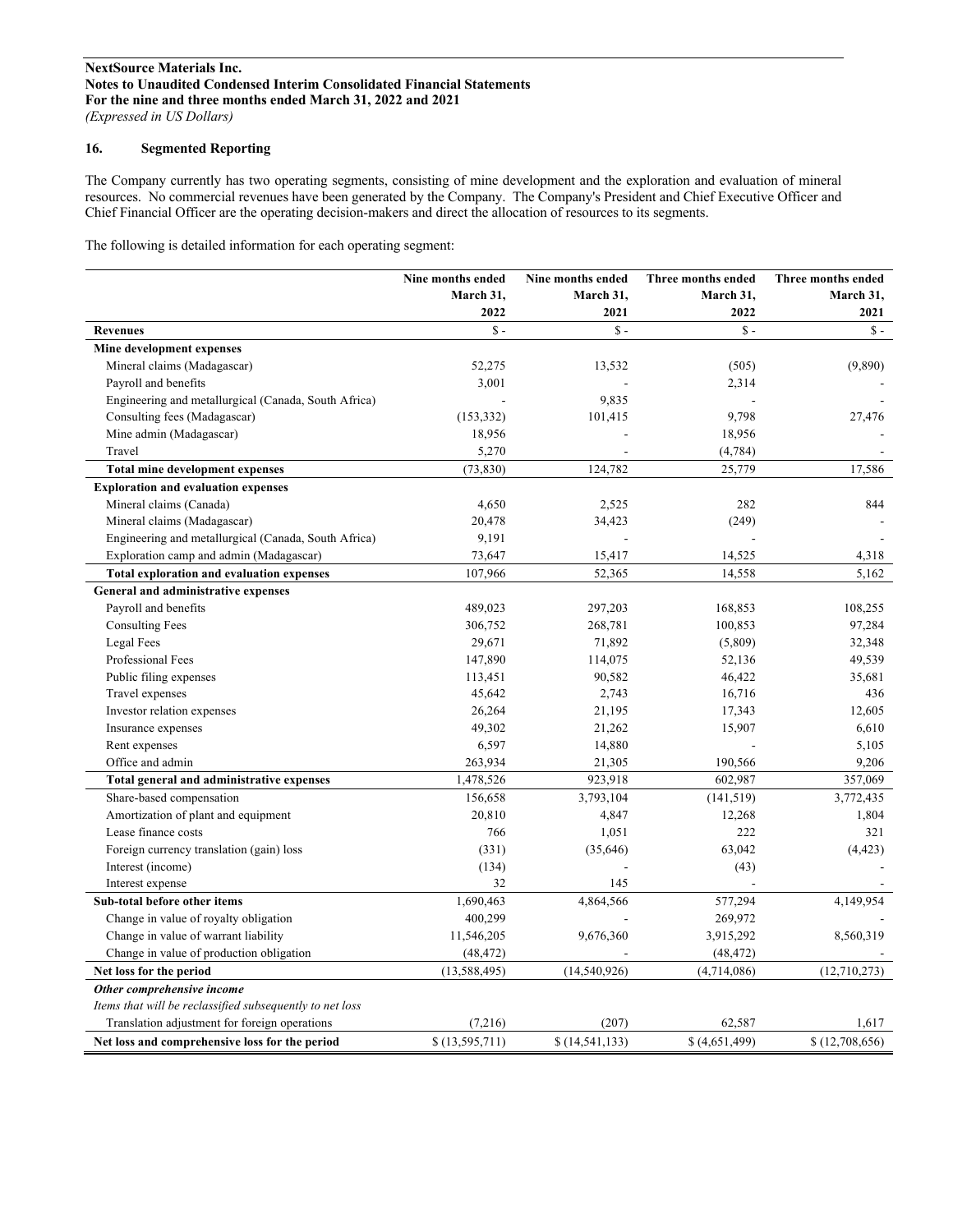**NextSource Materials Inc.**
**Notes to Unaudited Condensed Interim Consolidated Financial Statements**
**For the nine and three months ended March 31, 2022 and 2021**
*(Expressed in US Dollars)*

## 16. Segmented Reporting

The Company currently has two operating segments, consisting of mine development and the exploration and evaluation of mineral resources. No commercial revenues have been generated by the Company. The Company's President and Chief Executive Officer and Chief Financial Officer are the operating decision-makers and direct the allocation of resources to its segments.

The following is detailed information for each operating segment:

| | Nine months ended March 31, 2022 | Nine months ended March 31, 2021 | Three months ended March 31, 2022 | Three months ended March 31, 2021 |
|---|---|---|---|---|
| **Revenues** | $ - | $ - | $ - | $ - |
| **Mine development expenses** | | | | |
| Mineral claims (Madagascar) | 52,275 | 13,532 | (505) | (9,890) |
| Payroll and benefits | 3,001 | - | 2,314 | - |
| Engineering and metallurgical (Canada, South Africa) | - | 9,835 | - | - |
| Consulting fees (Madagascar) | (153,332) | 101,415 | 9,798 | 27,476 |
| Mine admin (Madagascar) | 18,956 | - | 18,956 | - |
| Travel | 5,270 | - | (4,784) | - |
| **Total mine development expenses** | (73,830) | 124,782 | 25,779 | 17,586 |
| **Exploration and evaluation expenses** | | | | |
| Mineral claims (Canada) | 4,650 | 2,525 | 282 | 844 |
| Mineral claims (Madagascar) | 20,478 | 34,423 | (249) | - |
| Engineering and metallurgical (Canada, South Africa) | 9,191 | - | - | - |
| Exploration camp and admin (Madagascar) | 73,647 | 15,417 | 14,525 | 4,318 |
| **Total exploration and evaluation expenses** | 107,966 | 52,365 | 14,558 | 5,162 |
| **General and administrative expenses** | | | | |
| Payroll and benefits | 489,023 | 297,203 | 168,853 | 108,255 |
| Consulting Fees | 306,752 | 268,781 | 100,853 | 97,284 |
| Legal Fees | 29,671 | 71,892 | (5,809) | 32,348 |
| Professional Fees | 147,890 | 114,075 | 52,136 | 49,539 |
| Public filing expenses | 113,451 | 90,582 | 46,422 | 35,681 |
| Travel expenses | 45,642 | 2,743 | 16,716 | 436 |
| Investor relation expenses | 26,264 | 21,195 | 17,343 | 12,605 |
| Insurance expenses | 49,302 | 21,262 | 15,907 | 6,610 |
| Rent expenses | 6,597 | 14,880 | - | 5,105 |
| Office and admin | 263,934 | 21,305 | 190,566 | 9,206 |
| **Total general and administrative expenses** | 1,478,526 | 923,918 | 602,987 | 357,069 |
| Share-based compensation | 156,658 | 3,793,104 | (141,519) | 3,772,435 |
| Amortization of plant and equipment | 20,810 | 4,847 | 12,268 | 1,804 |
| Lease finance costs | 766 | 1,051 | 222 | 321 |
| Foreign currency translation (gain) loss | (331) | (35,646) | 63,042 | (4,423) |
| Interest (income) | (134) | - | (43) | - |
| Interest expense | 32 | 145 | - | - |
| **Sub-total before other items** | 1,690,463 | 4,864,566 | 577,294 | 4,149,954 |
| Change in value of royalty obligation | 400,299 | - | 269,972 | - |
| Change in value of warrant liability | 11,546,205 | 9,676,360 | 3,915,292 | 8,560,319 |
| Change in value of production obligation | (48,472) | - | (48,472) | - |
| **Net loss for the period** | (13,588,495) | (14,540,926) | (4,714,086) | (12,710,273) |
| ***Other comprehensive income*** | | | | |
| *Items that will be reclassified subsequently to net loss* | | | | |
| Translation adjustment for foreign operations | (7,216) | (207) | 62,587 | 1,617 |
| **Net loss and comprehensive loss for the period** | $ (13,595,711) | $ (14,541,133) | $ (4,651,499) | $ (12,708,656) |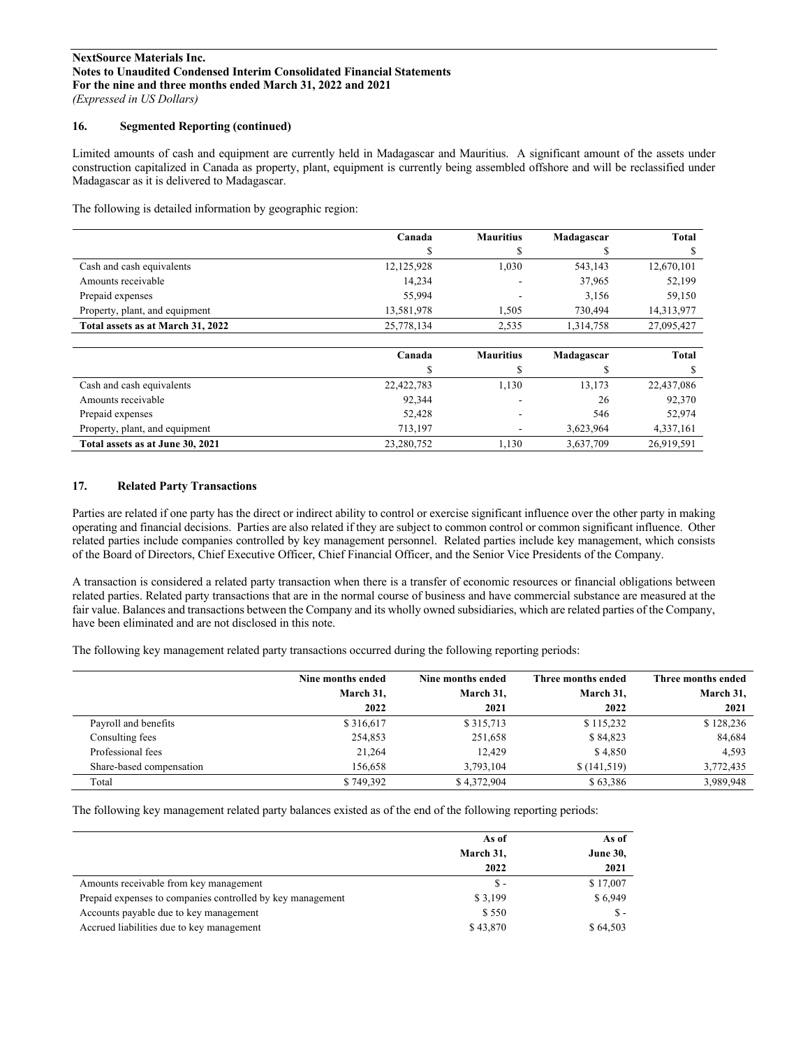## 16. Segmented Reporting (continued)

Limited amounts of cash and equipment are currently held in Madagascar and Mauritius. A significant amount of the assets under construction capitalized in Canada as property, plant, equipment is currently being assembled offshore and will be reclassified under Madagascar as it is delivered to Madagascar.

The following is detailed information by geographic region:

| | Canada | Mauritius | Madagascar | Total |
|---|---|---|---|---|
| | $ | $ | $ | $ |
| Cash and cash equivalents | 12,125,928 | 1,030 | 543,143 | 12,670,101 |
| Amounts receivable | 14,234 | - | 37,965 | 52,199 |
| Prepaid expenses | 55,994 | - | 3,156 | 59,150 |
| Property, plant, and equipment | 13,581,978 | 1,505 | 730,494 | 14,313,977 |
| **Total assets as at March 31, 2022** | 25,778,134 | 2,535 | 1,314,758 | 27,095,427 |

| | Canada | Mauritius | Madagascar | Total |
|---|---|---|---|---|
| | $ | $ | $ | $ |
| Cash and cash equivalents | 22,422,783 | 1,130 | 13,173 | 22,437,086 |
| Amounts receivable | 92,344 | - | 26 | 92,370 |
| Prepaid expenses | 52,428 | - | 546 | 52,974 |
| Property, plant, and equipment | 713,197 | - | 3,623,964 | 4,337,161 |
| **Total assets as at June 30, 2021** | 23,280,752 | 1,130 | 3,637,709 | 26,919,591 |

## 17. Related Party Transactions

Parties are related if one party has the direct or indirect ability to control or exercise significant influence over the other party in making operating and financial decisions. Parties are also related if they are subject to common control or common significant influence. Other related parties include companies controlled by key management personnel. Related parties include key management, which consists of the Board of Directors, Chief Executive Officer, Chief Financial Officer, and the Senior Vice Presidents of the Company.

A transaction is considered a related party transaction when there is a transfer of economic resources or financial obligations between related parties. Related party transactions that are in the normal course of business and have commercial substance are measured at the fair value. Balances and transactions between the Company and its wholly owned subsidiaries, which are related parties of the Company, have been eliminated and are not disclosed in this note.

The following key management related party transactions occurred during the following reporting periods:

| | Nine months ended March 31, 2022 | Nine months ended March 31, 2021 | Three months ended March 31, 2022 | Three months ended March 31, 2021 |
|---|---|---|---|---|
| Payroll and benefits | $ 316,617 | $ 315,713 | $ 115,232 | $ 128,236 |
| Consulting fees | 254,853 | 251,658 | $ 84,823 | 84,684 |
| Professional fees | 21,264 | 12,429 | $ 4,850 | 4,593 |
| Share-based compensation | 156,658 | 3,793,104 | $ (141,519) | 3,772,435 |
| Total | $ 749,392 | $ 4,372,904 | $ 63,386 | 3,989,948 |

The following key management related party balances existed as of the end of the following reporting periods:

| | As of March 31, 2022 | As of June 30, 2021 |
|---|---|---|
| Amounts receivable from key management | $ - | $ 17,007 |
| Prepaid expenses to companies controlled by key management | $ 3,199 | $ 6,949 |
| Accounts payable due to key management | $ 550 | $ - |
| Accrued liabilities due to key management | $ 43,870 | $ 64,503 |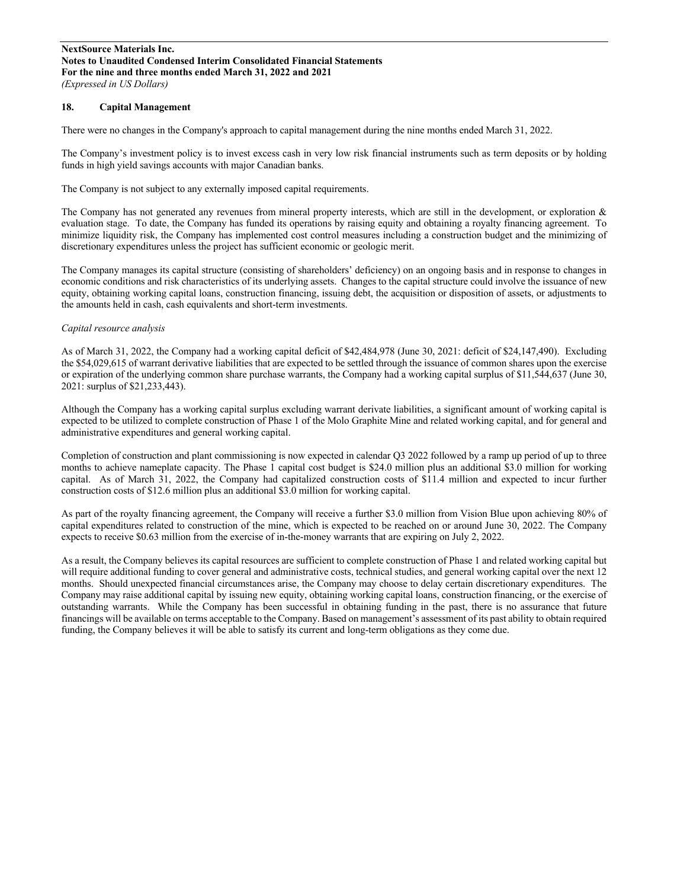## 18. Capital Management

There were no changes in the Company's approach to capital management during the nine months ended March 31, 2022.

The Company's investment policy is to invest excess cash in very low risk financial instruments such as term deposits or by holding funds in high yield savings accounts with major Canadian banks.

The Company is not subject to any externally imposed capital requirements.

The Company has not generated any revenues from mineral property interests, which are still in the development, or exploration & evaluation stage. To date, the Company has funded its operations by raising equity and obtaining a royalty financing agreement. To minimize liquidity risk, the Company has implemented cost control measures including a construction budget and the minimizing of discretionary expenditures unless the project has sufficient economic or geologic merit.

The Company manages its capital structure (consisting of shareholders' deficiency) on an ongoing basis and in response to changes in economic conditions and risk characteristics of its underlying assets. Changes to the capital structure could involve the issuance of new equity, obtaining working capital loans, construction financing, issuing debt, the acquisition or disposition of assets, or adjustments to the amounts held in cash, cash equivalents and short-term investments.

*Capital resource analysis*

As of March 31, 2022, the Company had a working capital deficit of $42,484,978 (June 30, 2021: deficit of $24,147,490). Excluding the $54,029,615 of warrant derivative liabilities that are expected to be settled through the issuance of common shares upon the exercise or expiration of the underlying common share purchase warrants, the Company had a working capital surplus of $11,544,637 (June 30, 2021: surplus of $21,233,443).

Although the Company has a working capital surplus excluding warrant derivate liabilities, a significant amount of working capital is expected to be utilized to complete construction of Phase 1 of the Molo Graphite Mine and related working capital, and for general and administrative expenditures and general working capital.

Completion of construction and plant commissioning is now expected in calendar Q3 2022 followed by a ramp up period of up to three months to achieve nameplate capacity. The Phase 1 capital cost budget is $24.0 million plus an additional $3.0 million for working capital. As of March 31, 2022, the Company had capitalized construction costs of $11.4 million and expected to incur further construction costs of $12.6 million plus an additional $3.0 million for working capital.

As part of the royalty financing agreement, the Company will receive a further $3.0 million from Vision Blue upon achieving 80% of capital expenditures related to construction of the mine, which is expected to be reached on or around June 30, 2022. The Company expects to receive $0.63 million from the exercise of in-the-money warrants that are expiring on July 2, 2022.

As a result, the Company believes its capital resources are sufficient to complete construction of Phase 1 and related working capital but will require additional funding to cover general and administrative costs, technical studies, and general working capital over the next 12 months. Should unexpected financial circumstances arise, the Company may choose to delay certain discretionary expenditures. The Company may raise additional capital by issuing new equity, obtaining working capital loans, construction financing, or the exercise of outstanding warrants. While the Company has been successful in obtaining funding in the past, there is no assurance that future financings will be available on terms acceptable to the Company. Based on management's assessment of its past ability to obtain required funding, the Company believes it will be able to satisfy its current and long-term obligations as they come due.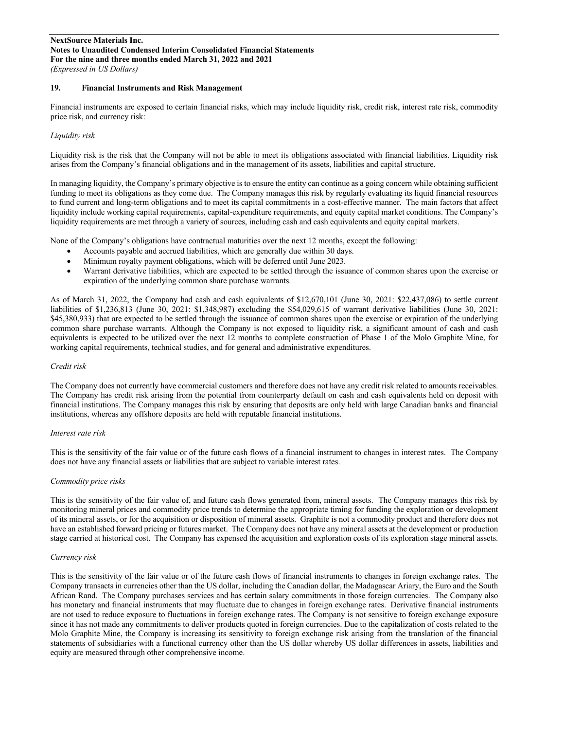## 19. Financial Instruments and Risk Management

Financial instruments are exposed to certain financial risks, which may include liquidity risk, credit risk, interest rate risk, commodity price risk, and currency risk:

*Liquidity risk*

Liquidity risk is the risk that the Company will not be able to meet its obligations associated with financial liabilities. Liquidity risk arises from the Company's financial obligations and in the management of its assets, liabilities and capital structure.

In managing liquidity, the Company's primary objective is to ensure the entity can continue as a going concern while obtaining sufficient funding to meet its obligations as they come due. The Company manages this risk by regularly evaluating its liquid financial resources to fund current and long-term obligations and to meet its capital commitments in a cost-effective manner. The main factors that affect liquidity include working capital requirements, capital-expenditure requirements, and equity capital market conditions. The Company's liquidity requirements are met through a variety of sources, including cash and cash equivalents and equity capital markets.

None of the Company's obligations have contractual maturities over the next 12 months, except the following:

- Accounts payable and accrued liabilities, which are generally due within 30 days.
- Minimum royalty payment obligations, which will be deferred until June 2023.
- Warrant derivative liabilities, which are expected to be settled through the issuance of common shares upon the exercise or expiration of the underlying common share purchase warrants.

As of March 31, 2022, the Company had cash and cash equivalents of $12,670,101 (June 30, 2021: $22,437,086) to settle current liabilities of $1,236,813 (June 30, 2021: $1,348,987) excluding the $54,029,615 of warrant derivative liabilities (June 30, 2021: $45,380,933) that are expected to be settled through the issuance of common shares upon the exercise or expiration of the underlying common share purchase warrants. Although the Company is not exposed to liquidity risk, a significant amount of cash and cash equivalents is expected to be utilized over the next 12 months to complete construction of Phase 1 of the Molo Graphite Mine, for working capital requirements, technical studies, and for general and administrative expenditures.

*Credit risk*

The Company does not currently have commercial customers and therefore does not have any credit risk related to amounts receivables. The Company has credit risk arising from the potential from counterparty default on cash and cash equivalents held on deposit with financial institutions. The Company manages this risk by ensuring that deposits are only held with large Canadian banks and financial institutions, whereas any offshore deposits are held with reputable financial institutions.

*Interest rate risk*

This is the sensitivity of the fair value or of the future cash flows of a financial instrument to changes in interest rates. The Company does not have any financial assets or liabilities that are subject to variable interest rates.

*Commodity price risks*

This is the sensitivity of the fair value of, and future cash flows generated from, mineral assets. The Company manages this risk by monitoring mineral prices and commodity price trends to determine the appropriate timing for funding the exploration or development of its mineral assets, or for the acquisition or disposition of mineral assets. Graphite is not a commodity product and therefore does not have an established forward pricing or futures market. The Company does not have any mineral assets at the development or production stage carried at historical cost. The Company has expensed the acquisition and exploration costs of its exploration stage mineral assets.

*Currency risk*

This is the sensitivity of the fair value or of the future cash flows of financial instruments to changes in foreign exchange rates. The Company transacts in currencies other than the US dollar, including the Canadian dollar, the Madagascar Ariary, the Euro and the South African Rand. The Company purchases services and has certain salary commitments in those foreign currencies. The Company also has monetary and financial instruments that may fluctuate due to changes in foreign exchange rates. Derivative financial instruments are not used to reduce exposure to fluctuations in foreign exchange rates. The Company is not sensitive to foreign exchange exposure since it has not made any commitments to deliver products quoted in foreign currencies. Due to the capitalization of costs related to the Molo Graphite Mine, the Company is increasing its sensitivity to foreign exchange risk arising from the translation of the financial statements of subsidiaries with a functional currency other than the US dollar whereby US dollar differences in assets, liabilities and equity are measured through other comprehensive income.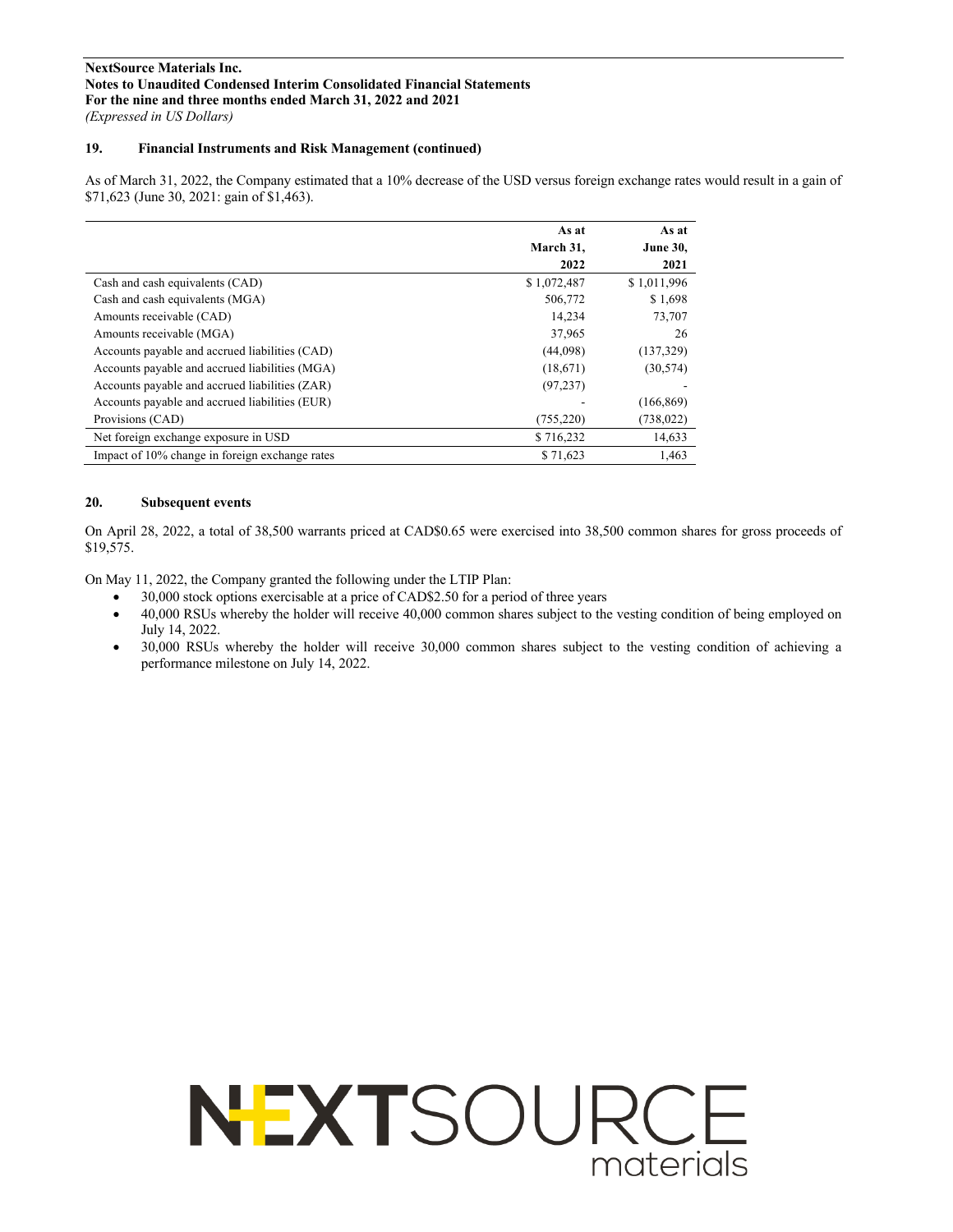## 19. Financial Instruments and Risk Management (continued)

As of March 31, 2022, the Company estimated that a 10% decrease of the USD versus foreign exchange rates would result in a gain of $71,623 (June 30, 2021: gain of $1,463).

| | As at March 31, 2022 | As at June 30, 2021 |
|---|---|---|
| Cash and cash equivalents (CAD) | $ 1,072,487 | $ 1,011,996 |
| Cash and cash equivalents (MGA) | 506,772 | $ 1,698 |
| Amounts receivable (CAD) | 14,234 | 73,707 |
| Amounts receivable (MGA) | 37,965 | 26 |
| Accounts payable and accrued liabilities (CAD) | (44,098) | (137,329) |
| Accounts payable and accrued liabilities (MGA) | (18,671) | (30,574) |
| Accounts payable and accrued liabilities (ZAR) | (97,237) | - |
| Accounts payable and accrued liabilities (EUR) | - | (166,869) |
| Provisions (CAD) | (755,220) | (738,022) |
| Net foreign exchange exposure in USD | $ 716,232 | 14,633 |
| Impact of 10% change in foreign exchange rates | $ 71,623 | 1,463 |

## 20. Subsequent events

On April 28, 2022, a total of 38,500 warrants priced at CAD$0.65 were exercised into 38,500 common shares for gross proceeds of $19,575.

On May 11, 2022, the Company granted the following under the LTIP Plan:

- 30,000 stock options exercisable at a price of CAD$2.50 for a period of three years
- 40,000 RSUs whereby the holder will receive 40,000 common shares subject to the vesting condition of being employed on July 14, 2022.
- 30,000 RSUs whereby the holder will receive 30,000 common shares subject to the vesting condition of achieving a performance milestone on July 14, 2022.